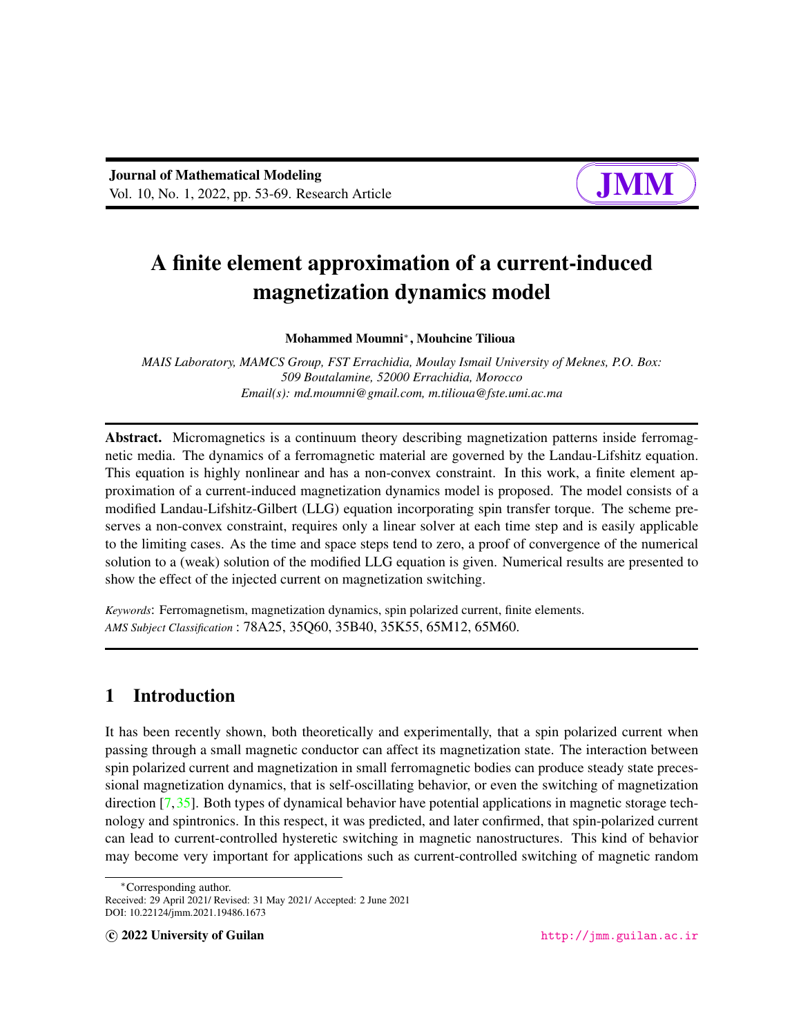# A finite element approximation of a current-induced magnetization dynamics model

**Mohammed Moumni***, **Mouhcine Tilioua**

*MAIS Laboratory, MAMCS Group, FST Errachidia, Moulay Ismail University of Meknes, P.O. Box: 509 Boutalamine, 52000 Errachidia, Morocco*
*Email(s): md.moumni@gmail.com, m.tilioua@fste.umi.ac.ma*

---

**Abstract.** Micromagnetics is a continuum theory describing magnetization patterns inside ferromagnetic media. The dynamics of a ferromagnetic material are governed by the Landau-Lifshitz equation. This equation is highly nonlinear and has a non-convex constraint. In this work, a finite element approximation of a current-induced magnetization dynamics model is proposed. The model consists of a modified Landau-Lifshitz-Gilbert (LLG) equation incorporating spin transfer torque. The scheme preserves a non-convex constraint, requires only a linear solver at each time step and is easily applicable to the limiting cases. As the time and space steps tend to zero, a proof of convergence of the numerical solution to a (weak) solution of the modified LLG equation is given. Numerical results are presented to show the effect of the injected current on magnetization switching.

*Keywords*: Ferromagnetism, magnetization dynamics, spin polarized current, finite elements.
*AMS Subject Classification* : 78A25, 35Q60, 35B40, 35K55, 65M12, 65M60.

---

## 1 Introduction

It has been recently shown, both theoretically and experimentally, that a spin polarized current when passing through a small magnetic conductor can affect its magnetization state. The interaction between spin polarized current and magnetization in small ferromagnetic bodies can produce steady state precessional magnetization dynamics, that is self-oscillating behavior, or even the switching of magnetization direction [7, 35]. Both types of dynamical behavior have potential applications in magnetic storage technology and spintronics. In this respect, it was predicted, and later confirmed, that spin-polarized current can lead to current-controlled hysteretic switching in magnetic nanostructures. This kind of behavior may become very important for applications such as current-controlled switching of magnetic random

---

*Corresponding author.
Received: 29 April 2021/ Revised: 31 May 2021/ Accepted: 2 June 2021
DOI: 10.22124/jmm.2021.19486.1673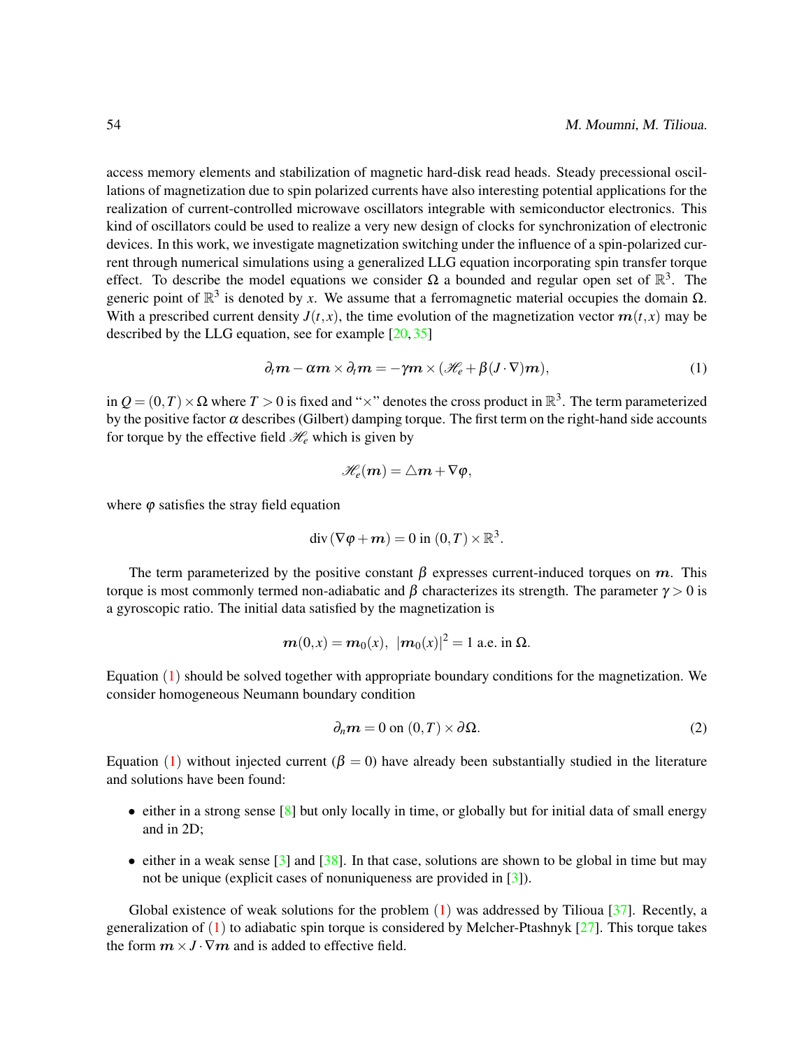access memory elements and stabilization of magnetic hard-disk read heads. Steady precessional oscillations of magnetization due to spin polarized currents have also interesting potential applications for the realization of current-controlled microwave oscillators integrable with semiconductor electronics. This kind of oscillators could be used to realize a very new design of clocks for synchronization of electronic devices. In this work, we investigate magnetization switching under the influence of a spin-polarized current through numerical simulations using a generalized LLG equation incorporating spin transfer torque effect. To describe the model equations we consider $\Omega$ a bounded and regular open set of $\mathbb{R}^3$. The generic point of $\mathbb{R}^3$ is denoted by $x$. We assume that a ferromagnetic material occupies the domain $\Omega$. With a prescribed current density $J(t,x)$, the time evolution of the magnetization vector $\boldsymbol{m}(t,x)$ may be described by the LLG equation, see for example [20, 35]

$$\partial_t \boldsymbol{m} - \alpha \boldsymbol{m} \times \partial_t \boldsymbol{m} = -\gamma \boldsymbol{m} \times (\mathscr{H}_e + \beta (J \cdot \nabla) \boldsymbol{m}), \tag{1}$$

in $Q = (0,T) \times \Omega$ where $T > 0$ is fixed and "$\times$" denotes the cross product in $\mathbb{R}^3$. The term parameterized by the positive factor $\alpha$ describes (Gilbert) damping torque. The first term on the right-hand side accounts for torque by the effective field $\mathscr{H}_e$ which is given by

$$\mathscr{H}_e(\boldsymbol{m}) = \triangle \boldsymbol{m} + \nabla \varphi,$$

where $\varphi$ satisfies the stray field equation

$$\operatorname{div}(\nabla \varphi + \boldsymbol{m}) = 0 \text{ in } (0,T) \times \mathbb{R}^3.$$

The term parameterized by the positive constant $\beta$ expresses current-induced torques on $\boldsymbol{m}$. This torque is most commonly termed non-adiabatic and $\beta$ characterizes its strength. The parameter $\gamma > 0$ is a gyroscopic ratio. The initial data satisfied by the magnetization is

$$\boldsymbol{m}(0,x) = \boldsymbol{m}_0(x), \ |\boldsymbol{m}_0(x)|^2 = 1 \text{ a.e. in } \Omega.$$

Equation (1) should be solved together with appropriate boundary conditions for the magnetization. We consider homogeneous Neumann boundary condition

$$\partial_n \boldsymbol{m} = 0 \text{ on } (0,T) \times \partial\Omega. \tag{2}$$

Equation (1) without injected current ($\beta = 0$) have already been substantially studied in the literature and solutions have been found:

- either in a strong sense [8] but only locally in time, or globally but for initial data of small energy and in 2D;
- either in a weak sense [3] and [38]. In that case, solutions are shown to be global in time but may not be unique (explicit cases of nonuniqueness are provided in [3]).

Global existence of weak solutions for the problem (1) was addressed by Tilioua [37]. Recently, a generalization of (1) to adiabatic spin torque is considered by Melcher-Ptashnyk [27]. This torque takes the form $\boldsymbol{m} \times J \cdot \nabla \boldsymbol{m}$ and is added to effective field.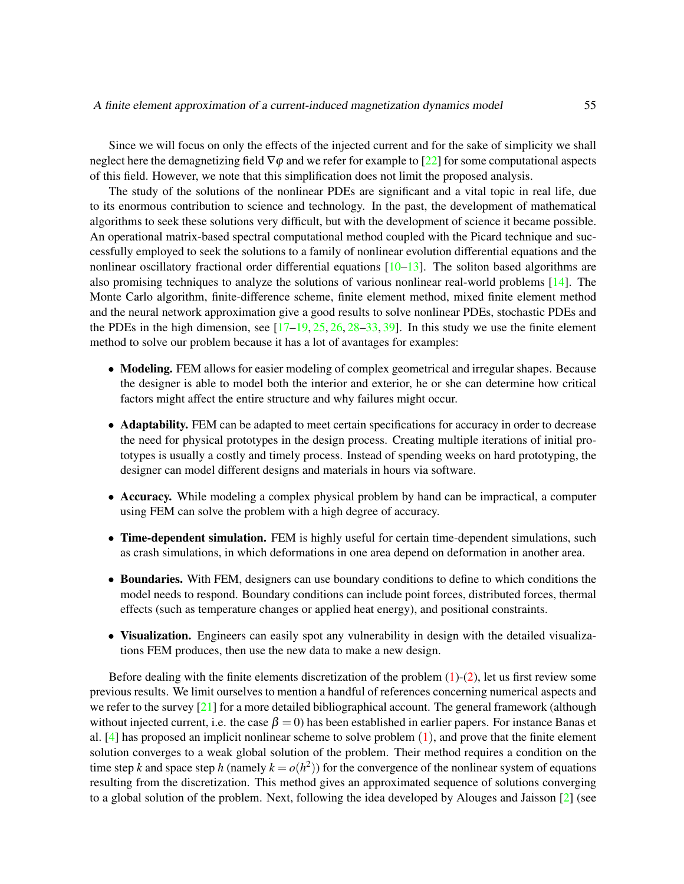Since we will focus on only the effects of the injected current and for the sake of simplicity we shall neglect here the demagnetizing field $\nabla\varphi$ and we refer for example to [22] for some computational aspects of this field. However, we note that this simplification does not limit the proposed analysis.

The study of the solutions of the nonlinear PDEs are significant and a vital topic in real life, due to its enormous contribution to science and technology. In the past, the development of mathematical algorithms to seek these solutions very difficult, but with the development of science it became possible. An operational matrix-based spectral computational method coupled with the Picard technique and successfully employed to seek the solutions to a family of nonlinear evolution differential equations and the nonlinear oscillatory fractional order differential equations [10–13]. The soliton based algorithms are also promising techniques to analyze the solutions of various nonlinear real-world problems [14]. The Monte Carlo algorithm, finite-difference scheme, finite element method, mixed finite element method and the neural network approximation give a good results to solve nonlinear PDEs, stochastic PDEs and the PDEs in the high dimension, see [17–19, 25, 26, 28–33, 39]. In this study we use the finite element method to solve our problem because it has a lot of avantages for examples:

- **Modeling.** FEM allows for easier modeling of complex geometrical and irregular shapes. Because the designer is able to model both the interior and exterior, he or she can determine how critical factors might affect the entire structure and why failures might occur.
- **Adaptability.** FEM can be adapted to meet certain specifications for accuracy in order to decrease the need for physical prototypes in the design process. Creating multiple iterations of initial prototypes is usually a costly and timely process. Instead of spending weeks on hard prototyping, the designer can model different designs and materials in hours via software.
- **Accuracy.** While modeling a complex physical problem by hand can be impractical, a computer using FEM can solve the problem with a high degree of accuracy.
- **Time-dependent simulation.** FEM is highly useful for certain time-dependent simulations, such as crash simulations, in which deformations in one area depend on deformation in another area.
- **Boundaries.** With FEM, designers can use boundary conditions to define to which conditions the model needs to respond. Boundary conditions can include point forces, distributed forces, thermal effects (such as temperature changes or applied heat energy), and positional constraints.
- **Visualization.** Engineers can easily spot any vulnerability in design with the detailed visualizations FEM produces, then use the new data to make a new design.

Before dealing with the finite elements discretization of the problem (1)-(2), let us first review some previous results. We limit ourselves to mention a handful of references concerning numerical aspects and we refer to the survey [21] for a more detailed bibliographical account. The general framework (although without injected current, i.e. the case $\beta = 0$) has been established in earlier papers. For instance Banas et al. [4] has proposed an implicit nonlinear scheme to solve problem (1), and prove that the finite element solution converges to a weak global solution of the problem. Their method requires a condition on the time step $k$ and space step $h$ (namely $k = o(h^2)$) for the convergence of the nonlinear system of equations resulting from the discretization. This method gives an approximated sequence of solutions converging to a global solution of the problem. Next, following the idea developed by Alouges and Jaisson [2] (see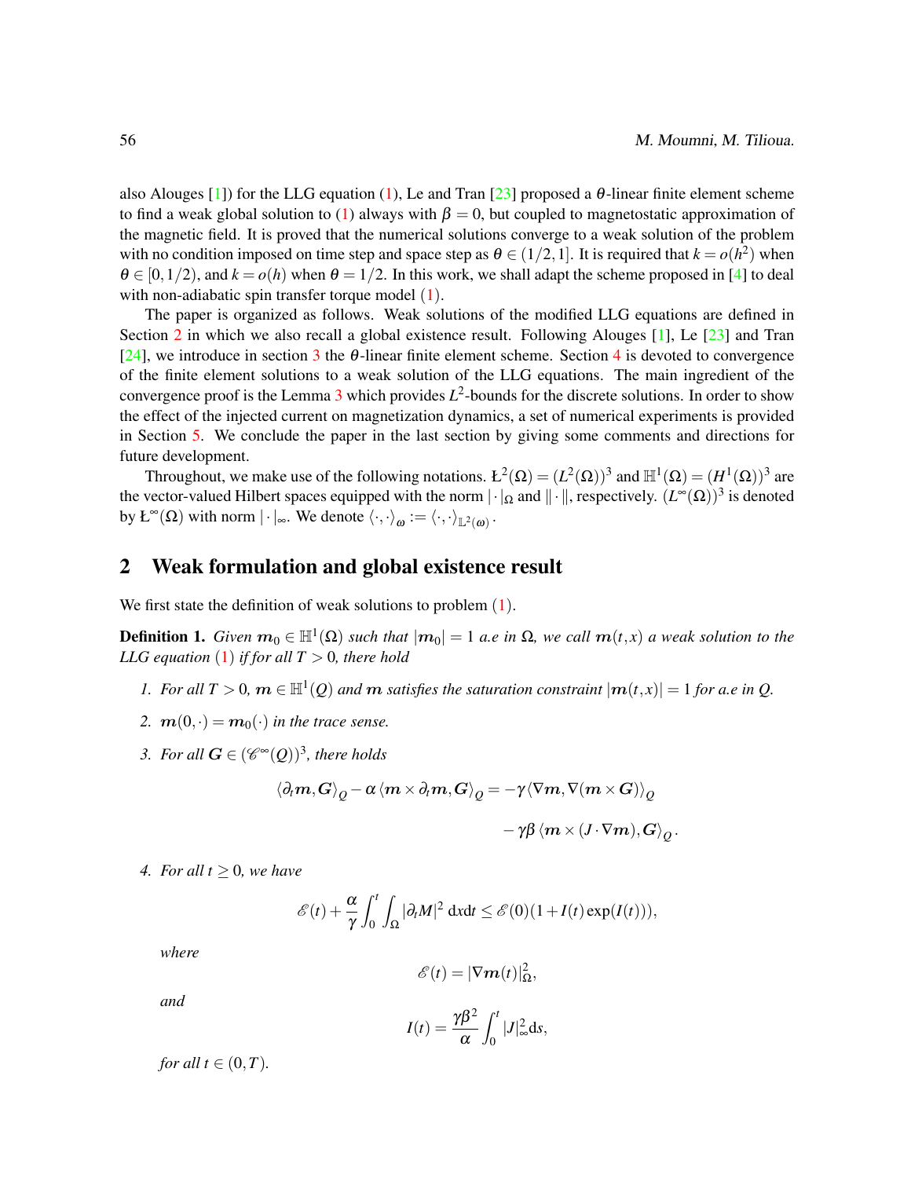also Alouges [1]) for the LLG equation (1), Le and Tran [23] proposed a $\theta$-linear finite element scheme to find a weak global solution to (1) always with $\beta = 0$, but coupled to magnetostatic approximation of the magnetic field. It is proved that the numerical solutions converge to a weak solution of the problem with no condition imposed on time step and space step as $\theta \in (1/2, 1]$. It is required that $k = o(h^2)$ when $\theta \in [0, 1/2)$, and $k = o(h)$ when $\theta = 1/2$. In this work, we shall adapt the scheme proposed in [4] to deal with non-adiabatic spin transfer torque model (1).

The paper is organized as follows. Weak solutions of the modified LLG equations are defined in Section 2 in which we also recall a global existence result. Following Alouges [1], Le [23] and Tran [24], we introduce in section 3 the $\theta$-linear finite element scheme. Section 4 is devoted to convergence of the finite element solutions to a weak solution of the LLG equations. The main ingredient of the convergence proof is the Lemma 3 which provides $L^2$-bounds for the discrete solutions. In order to show the effect of the injected current on magnetization dynamics, a set of numerical experiments is provided in Section 5. We conclude the paper in the last section by giving some comments and directions for future development.

Throughout, we make use of the following notations. $\mathbb{L}^2(\Omega) = (L^2(\Omega))^3$ and $\mathbb{H}^1(\Omega) = (H^1(\Omega))^3$ are the vector-valued Hilbert spaces equipped with the norm $|\cdot|_\Omega$ and $\|\cdot\|$, respectively. $(L^\infty(\Omega))^3$ is denoted by $\mathbb{L}^\infty(\Omega)$ with norm $|\cdot|_\infty$. We denote $\langle \cdot, \cdot \rangle_\omega := \langle \cdot, \cdot \rangle_{\mathbb{L}^2(\omega)}$.

## 2 Weak formulation and global existence result

We first state the definition of weak solutions to problem (1).

**Definition 1.** *Given $\boldsymbol{m}_0 \in \mathbb{H}^1(\Omega)$ such that $|\boldsymbol{m}_0| = 1$ a.e in $\Omega$, we call $\boldsymbol{m}(t,x)$ a weak solution to the LLG equation (1) if for all $T > 0$, there hold*

1. *For all $T > 0$, $\boldsymbol{m} \in \mathbb{H}^1(Q)$ and $\boldsymbol{m}$ satisfies the saturation constraint $|\boldsymbol{m}(t,x)| = 1$ for a.e in $Q$.*
2. *$\boldsymbol{m}(0,\cdot) = \boldsymbol{m}_0(\cdot)$ in the trace sense.*
3. *For all $\boldsymbol{G} \in (\mathscr{C}^\infty(Q))^3$, there holds*

$$\langle \partial_t \boldsymbol{m}, \boldsymbol{G} \rangle_Q - \alpha \langle \boldsymbol{m} \times \partial_t \boldsymbol{m}, \boldsymbol{G} \rangle_Q = -\gamma \langle \nabla \boldsymbol{m}, \nabla(\boldsymbol{m} \times \boldsymbol{G}) \rangle_Q - \gamma\beta \langle \boldsymbol{m} \times (J \cdot \nabla \boldsymbol{m}), \boldsymbol{G} \rangle_Q .$$

4. *For all $t \geq 0$, we have*

$$\mathscr{E}(t) + \frac{\alpha}{\gamma} \int_0^t \int_\Omega |\partial_t M|^2 \, \mathrm{d}x\mathrm{d}t \leq \mathscr{E}(0)(1 + I(t)\exp(I(t))),$$

*where*

$$\mathscr{E}(t) = |\nabla \boldsymbol{m}(t)|_\Omega^2,$$

*and*

$$I(t) = \frac{\gamma\beta^2}{\alpha} \int_0^t |J|_\infty^2 \mathrm{d}s,$$

*for all $t \in (0,T)$.*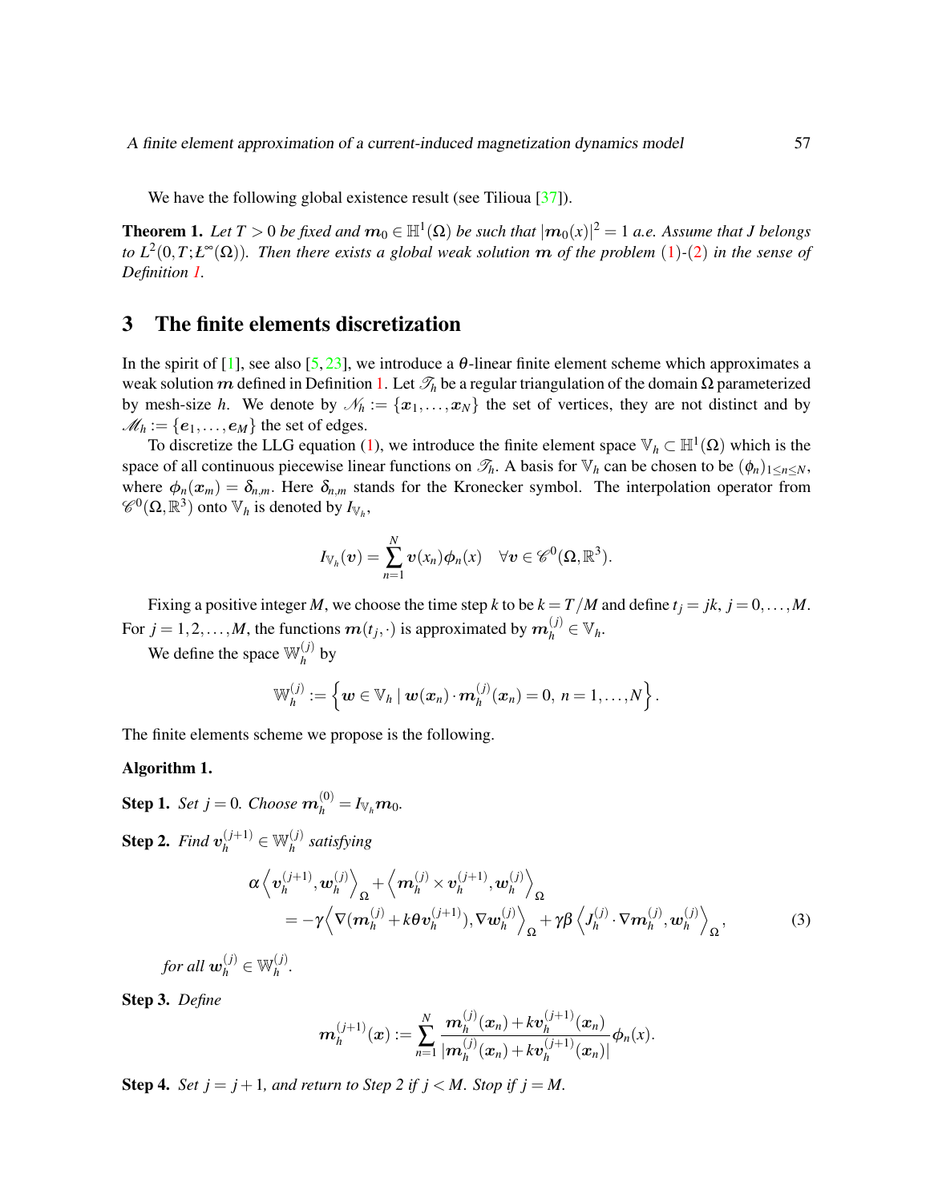We have the following global existence result (see Tilioua [37]).

**Theorem 1.** *Let $T > 0$ be fixed and $\boldsymbol{m}_0 \in \mathbb{H}^1(\Omega)$ be such that $|\boldsymbol{m}_0(x)|^2 = 1$ a.e. Assume that $J$ belongs to $L^2(0,T;L^\infty(\Omega))$. Then there exists a global weak solution $\boldsymbol{m}$ of the problem (1)-(2) in the sense of Definition 1.*

## 3 The finite elements discretization

In the spirit of [1], see also [5, 23], we introduce a $\theta$-linear finite element scheme which approximates a weak solution $\boldsymbol{m}$ defined in Definition 1. Let $\mathscr{T}_h$ be a regular triangulation of the domain $\Omega$ parameterized by mesh-size $h$. We denote by $\mathscr{N}_h := \{\boldsymbol{x}_1, \ldots, \boldsymbol{x}_N\}$ the set of vertices, they are not distinct and by $\mathscr{M}_h := \{\boldsymbol{e}_1, \ldots, \boldsymbol{e}_M\}$ the set of edges.

To discretize the LLG equation (1), we introduce the finite element space $\mathbb{V}_h \subset \mathbb{H}^1(\Omega)$ which is the space of all continuous piecewise linear functions on $\mathscr{T}_h$. A basis for $\mathbb{V}_h$ can be chosen to be $(\phi_n)_{1\leq n \leq N}$, where $\phi_n(\boldsymbol{x}_m) = \delta_{n,m}$. Here $\delta_{n,m}$ stands for the Kronecker symbol. The interpolation operator from $\mathscr{C}^0(\Omega, \mathbb{R}^3)$ onto $\mathbb{V}_h$ is denoted by $I_{\mathbb{V}_h}$,

$$I_{\mathbb{V}_h}(\boldsymbol{v}) = \sum_{n=1}^{N} \boldsymbol{v}(x_n)\phi_n(x) \quad \forall \boldsymbol{v} \in \mathscr{C}^0(\Omega, \mathbb{R}^3).$$

Fixing a positive integer $M$, we choose the time step $k$ to be $k = T/M$ and define $t_j = jk$, $j = 0, \ldots, M$. For $j = 1, 2, \ldots, M$, the functions $\boldsymbol{m}(t_j, \cdot)$ is approximated by $\boldsymbol{m}_h^{(j)} \in \mathbb{V}_h$.

We define the space $\mathbb{W}_h^{(j)}$ by

$$\mathbb{W}_h^{(j)} := \left\{ \boldsymbol{w} \in \mathbb{V}_h \mid \boldsymbol{w}(\boldsymbol{x}_n) \cdot \boldsymbol{m}_h^{(j)}(\boldsymbol{x}_n) = 0, \; n = 1, \ldots, N \right\}.$$

The finite elements scheme we propose is the following.

**Algorithm 1.**

**Step 1.** *Set $j = 0$. Choose $\boldsymbol{m}_h^{(0)} = I_{\mathbb{V}_h}\boldsymbol{m}_0$.*

**Step 2.** *Find $\boldsymbol{v}_h^{(j+1)} \in \mathbb{W}_h^{(j)}$ satisfying*

$$\begin{aligned}
\alpha \left\langle \boldsymbol{v}_h^{(j+1)}, \boldsymbol{w}_h^{(j)} \right\rangle_\Omega &+ \left\langle \boldsymbol{m}_h^{(j)} \times \boldsymbol{v}_h^{(j+1)}, \boldsymbol{w}_h^{(j)} \right\rangle_\Omega \\
&= -\gamma \left\langle \nabla(\boldsymbol{m}_h^{(j)} + k\theta \boldsymbol{v}_h^{(j+1)}), \nabla \boldsymbol{w}_h^{(j)} \right\rangle_\Omega + \gamma\beta \left\langle J_h^{(j)} \cdot \nabla \boldsymbol{m}_h^{(j)}, \boldsymbol{w}_h^{(j)} \right\rangle_\Omega, \qquad (3)
\end{aligned}$$

*for all $\boldsymbol{w}_h^{(j)} \in \mathbb{W}_h^{(j)}$.*

**Step 3.** *Define*

$$\boldsymbol{m}_h^{(j+1)}(\boldsymbol{x}) := \sum_{n=1}^{N} \frac{\boldsymbol{m}_h^{(j)}(\boldsymbol{x}_n) + k\boldsymbol{v}_h^{(j+1)}(\boldsymbol{x}_n)}{|\boldsymbol{m}_h^{(j)}(\boldsymbol{x}_n) + k\boldsymbol{v}_h^{(j+1)}(\boldsymbol{x}_n)|} \phi_n(x).$$

**Step 4.** *Set $j = j + 1$, and return to Step 2 if $j < M$. Stop if $j = M$.*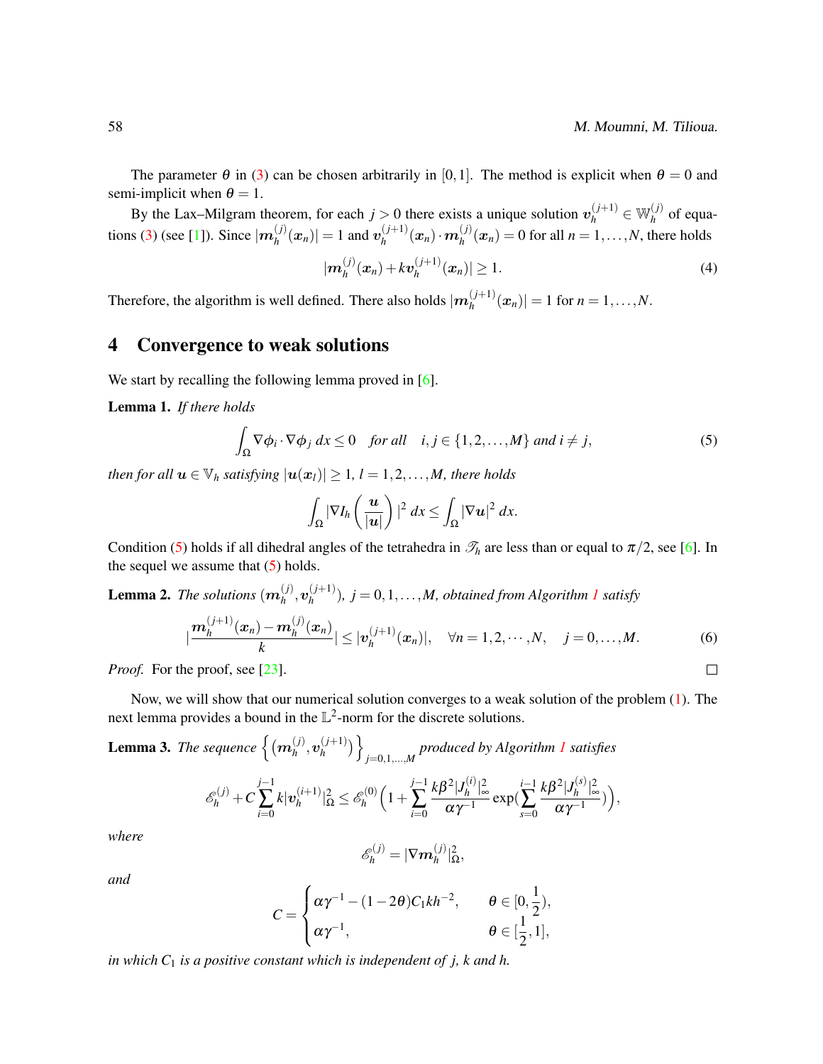The parameter $\theta$ in (3) can be chosen arbitrarily in $[0,1]$. The method is explicit when $\theta = 0$ and semi-implicit when $\theta = 1$.

By the Lax–Milgram theorem, for each $j > 0$ there exists a unique solution $\boldsymbol{v}_h^{(j+1)} \in \mathbb{W}_h^{(j)}$ of equations (3) (see [1]). Since $|\boldsymbol{m}_h^{(j)}(\boldsymbol{x}_n)| = 1$ and $\boldsymbol{v}_h^{(j+1)}(\boldsymbol{x}_n) \cdot \boldsymbol{m}_h^{(j)}(\boldsymbol{x}_n) = 0$ for all $n = 1,\ldots,N$, there holds

$$|\boldsymbol{m}_h^{(j)}(\boldsymbol{x}_n) + k\boldsymbol{v}_h^{(j+1)}(\boldsymbol{x}_n)| \geq 1. \tag{4}$$

Therefore, the algorithm is well defined. There also holds $|\boldsymbol{m}_h^{(j+1)}(\boldsymbol{x}_n)| = 1$ for $n = 1,\ldots,N$.

## 4 Convergence to weak solutions

We start by recalling the following lemma proved in [6].

**Lemma 1.** *If there holds*

$$\int_\Omega \nabla\phi_i \cdot \nabla\phi_j \, dx \leq 0 \quad \textit{for all} \quad i,j \in \{1,2,\ldots,M\} \textit{ and } i \neq j, \tag{5}$$

*then for all $\boldsymbol{u} \in \mathbb{V}_h$ satisfying $|\boldsymbol{u}(\boldsymbol{x}_l)| \geq 1$, $l = 1,2,\ldots,M$, there holds*

$$\int_\Omega |\nabla I_h\left(\frac{\boldsymbol{u}}{|\boldsymbol{u}|}\right)|^2 \, dx \leq \int_\Omega |\nabla \boldsymbol{u}|^2 \, dx.$$

Condition (5) holds if all dihedral angles of the tetrahedra in $\mathscr{T}_h$ are less than or equal to $\pi/2$, see [6]. In the sequel we assume that (5) holds.

**Lemma 2.** *The solutions $(\boldsymbol{m}_h^{(j)}, \boldsymbol{v}_h^{(j+1)})$, $j = 0,1,\ldots,M$, obtained from Algorithm 1 satisfy*

$$|\frac{\boldsymbol{m}_h^{(j+1)}(\boldsymbol{x}_n) - \boldsymbol{m}_h^{(j)}(\boldsymbol{x}_n)}{k}| \leq |\boldsymbol{v}_h^{(j+1)}(\boldsymbol{x}_n)|, \quad \forall n = 1,2,\cdots,N, \quad j = 0,\ldots,M. \tag{6}$$

*Proof.* For the proof, see [23]. □

Now, we will show that our numerical solution converges to a weak solution of the problem (1). The next lemma provides a bound in the $\mathbb{L}^2$-norm for the discrete solutions.

**Lemma 3.** *The sequence $\left\{\left(\boldsymbol{m}_h^{(j)}, \boldsymbol{v}_h^{(j+1)}\right)\right\}_{j=0,1,\ldots,M}$ produced by Algorithm 1 satisfies*

$$\mathscr{E}_h^{(j)} + C\sum_{i=0}^{j-1} k|\boldsymbol{v}_h^{(i+1)}|_\Omega^2 \leq \mathscr{E}_h^{(0)}\Big(1 + \sum_{i=0}^{j-1} \frac{k\beta^2|J_h^{(i)}|_\infty^2}{\alpha\gamma^{-1}} \exp\big(\sum_{s=0}^{i-1} \frac{k\beta^2|J_h^{(s)}|_\infty^2}{\alpha\gamma^{-1}}\big)\Big),$$

*where*

$$\mathscr{E}_h^{(j)} = |\nabla\boldsymbol{m}_h^{(j)}|_\Omega^2,$$

*and*

$$C = \begin{cases} \alpha\gamma^{-1} - (1-2\theta)C_1 kh^{-2}, & \theta \in [0,\frac{1}{2}), \\ \alpha\gamma^{-1}, & \theta \in [\frac{1}{2},1], \end{cases}$$

*in which $C_1$ is a positive constant which is independent of $j$, $k$ and $h$.*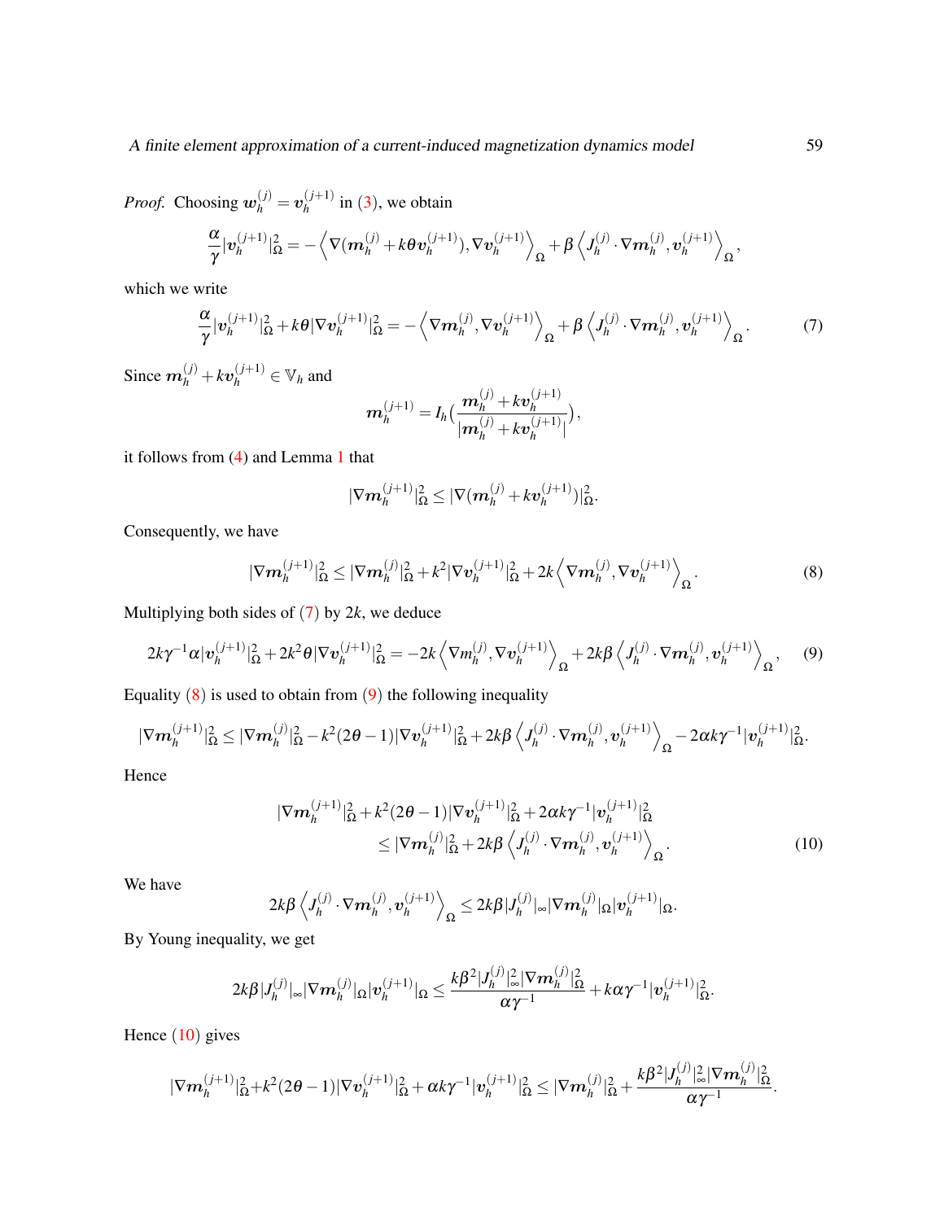*Proof.* Choosing $\boldsymbol{w}_h^{(j)} = \boldsymbol{v}_h^{(j+1)}$ in (3), we obtain

$$\frac{\alpha}{\gamma}|\boldsymbol{v}_h^{(j+1)}|_\Omega^2 = -\left\langle \nabla(\boldsymbol{m}_h^{(j)} + k\theta \boldsymbol{v}_h^{(j+1)}), \nabla \boldsymbol{v}_h^{(j+1)} \right\rangle_\Omega + \beta \left\langle J_h^{(j)} \cdot \nabla \boldsymbol{m}_h^{(j)}, \boldsymbol{v}_h^{(j+1)} \right\rangle_\Omega,$$

which we write

$$\frac{\alpha}{\gamma}|\boldsymbol{v}_h^{(j+1)}|_\Omega^2 + k\theta|\nabla \boldsymbol{v}_h^{(j+1)}|_\Omega^2 = -\left\langle \nabla \boldsymbol{m}_h^{(j)}, \nabla \boldsymbol{v}_h^{(j+1)} \right\rangle_\Omega + \beta \left\langle J_h^{(j)} \cdot \nabla \boldsymbol{m}_h^{(j)}, \boldsymbol{v}_h^{(j+1)} \right\rangle_\Omega. \tag{7}$$

Since $\boldsymbol{m}_h^{(j)} + k\boldsymbol{v}_h^{(j+1)} \in \mathbb{V}_h$ and

$$\boldsymbol{m}_h^{(j+1)} = I_h\Big(\frac{\boldsymbol{m}_h^{(j)} + k\boldsymbol{v}_h^{(j+1)}}{|\boldsymbol{m}_h^{(j)} + k\boldsymbol{v}_h^{(j+1)}|}\Big),$$

it follows from (4) and Lemma 1 that

$$|\nabla \boldsymbol{m}_h^{(j+1)}|_\Omega^2 \leq |\nabla(\boldsymbol{m}_h^{(j)} + k\boldsymbol{v}_h^{(j+1)})|_\Omega^2.$$

Consequently, we have

$$|\nabla \boldsymbol{m}_h^{(j+1)}|_\Omega^2 \leq |\nabla \boldsymbol{m}_h^{(j)}|_\Omega^2 + k^2|\nabla \boldsymbol{v}_h^{(j+1)}|_\Omega^2 + 2k\left\langle \nabla \boldsymbol{m}_h^{(j)}, \nabla \boldsymbol{v}_h^{(j+1)} \right\rangle_\Omega. \tag{8}$$

Multiplying both sides of (7) by $2k$, we deduce

$$2k\gamma^{-1}\alpha|\boldsymbol{v}_h^{(j+1)}|_\Omega^2 + 2k^2\theta|\nabla \boldsymbol{v}_h^{(j+1)}|_\Omega^2 = -2k\left\langle \nabla m_h^{(j)}, \nabla \boldsymbol{v}_h^{(j+1)} \right\rangle_\Omega + 2k\beta\left\langle J_h^{(j)} \cdot \nabla \boldsymbol{m}_h^{(j)}, \boldsymbol{v}_h^{(j+1)} \right\rangle_\Omega, \tag{9}$$

Equality (8) is used to obtain from (9) the following inequality

$$|\nabla \boldsymbol{m}_h^{(j+1)}|_\Omega^2 \leq |\nabla \boldsymbol{m}_h^{(j)}|_\Omega^2 - k^2(2\theta - 1)|\nabla \boldsymbol{v}_h^{(j+1)}|_\Omega^2 + 2k\beta\left\langle J_h^{(j)} \cdot \nabla \boldsymbol{m}_h^{(j)}, \boldsymbol{v}_h^{(j+1)} \right\rangle_\Omega - 2\alpha k\gamma^{-1}|\boldsymbol{v}_h^{(j+1)}|_\Omega^2.$$

Hence

$$\begin{aligned}|\nabla \boldsymbol{m}_h^{(j+1)}|_\Omega^2 + k^2(2\theta - 1)|\nabla \boldsymbol{v}_h^{(j+1)}|_\Omega^2 + 2\alpha k\gamma^{-1}|\boldsymbol{v}_h^{(j+1)}|_\Omega^2 \\ \leq |\nabla \boldsymbol{m}_h^{(j)}|_\Omega^2 + 2k\beta\left\langle J_h^{(j)} \cdot \nabla \boldsymbol{m}_h^{(j)}, \boldsymbol{v}_h^{(j+1)} \right\rangle_\Omega.\end{aligned} \tag{10}$$

We have

$$2k\beta\left\langle J_h^{(j)} \cdot \nabla \boldsymbol{m}_h^{(j)}, \boldsymbol{v}_h^{(j+1)} \right\rangle_\Omega \leq 2k\beta|J_h^{(j)}|_\infty|\nabla \boldsymbol{m}_h^{(j)}|_\Omega|\boldsymbol{v}_h^{(j+1)}|_\Omega.$$

By Young inequality, we get

$$2k\beta|J_h^{(j)}|_\infty|\nabla \boldsymbol{m}_h^{(j)}|_\Omega|\boldsymbol{v}_h^{(j+1)}|_\Omega \leq \frac{k\beta^2|J_h^{(j)}|_\infty^2|\nabla \boldsymbol{m}_h^{(j)}|_\Omega^2}{\alpha\gamma^{-1}} + k\alpha\gamma^{-1}|\boldsymbol{v}_h^{(j+1)}|_\Omega^2.$$

Hence (10) gives

$$|\nabla \boldsymbol{m}_h^{(j+1)}|_\Omega^2 + k^2(2\theta - 1)|\nabla \boldsymbol{v}_h^{(j+1)}|_\Omega^2 + \alpha k\gamma^{-1}|\boldsymbol{v}_h^{(j+1)}|_\Omega^2 \leq |\nabla \boldsymbol{m}_h^{(j)}|_\Omega^2 + \frac{k\beta^2|J_h^{(j)}|_\infty^2|\nabla \boldsymbol{m}_h^{(j)}|_\Omega^2}{\alpha\gamma^{-1}}.$$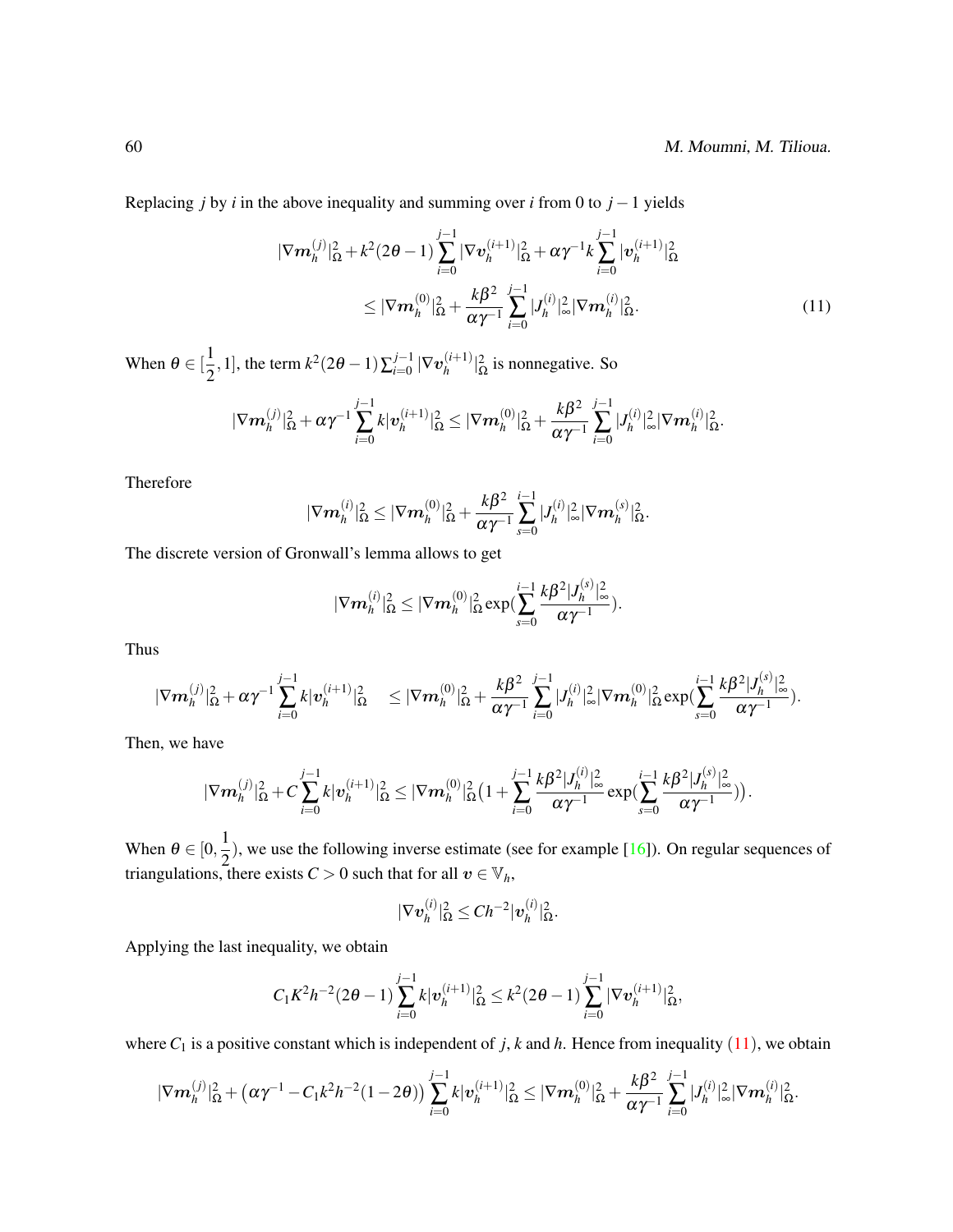Replacing $j$ by $i$ in the above inequality and summing over $i$ from 0 to $j-1$ yields

$$
\begin{aligned}
|\nabla \boldsymbol{m}_h^{(j)}|_\Omega^2 + k^2(2\theta-1)\sum_{i=0}^{j-1}|\nabla \boldsymbol{v}_h^{(i+1)}|_\Omega^2 + \alpha\gamma^{-1}k\sum_{i=0}^{j-1}|\boldsymbol{v}_h^{(i+1)}|_\Omega^2 \\
\leq |\nabla \boldsymbol{m}_h^{(0)}|_\Omega^2 + \frac{k\beta^2}{\alpha\gamma^{-1}}\sum_{i=0}^{j-1}|J_h^{(i)}|_\infty^2|\nabla \boldsymbol{m}_h^{(i)}|_\Omega^2. \qquad (11)
\end{aligned}
$$

When $\theta \in [\frac{1}{2}, 1]$, the term $k^2(2\theta-1)\sum_{i=0}^{j-1}|\nabla \boldsymbol{v}_h^{(i+1)}|_\Omega^2$ is nonnegative. So

$$
|\nabla \boldsymbol{m}_h^{(j)}|_\Omega^2 + \alpha\gamma^{-1}\sum_{i=0}^{j-1}k|\boldsymbol{v}_h^{(i+1)}|_\Omega^2 \leq |\nabla \boldsymbol{m}_h^{(0)}|_\Omega^2 + \frac{k\beta^2}{\alpha\gamma^{-1}}\sum_{i=0}^{j-1}|J_h^{(i)}|_\infty^2|\nabla \boldsymbol{m}_h^{(i)}|_\Omega^2.
$$

Therefore

$$
|\nabla \boldsymbol{m}_h^{(i)}|_\Omega^2 \leq |\nabla \boldsymbol{m}_h^{(0)}|_\Omega^2 + \frac{k\beta^2}{\alpha\gamma^{-1}}\sum_{s=0}^{i-1}|J_h^{(i)}|_\infty^2|\nabla \boldsymbol{m}_h^{(s)}|_\Omega^2.
$$

The discrete version of Gronwall's lemma allows to get

$$
|\nabla \boldsymbol{m}_h^{(i)}|_\Omega^2 \leq |\nabla \boldsymbol{m}_h^{(0)}|_\Omega^2 \exp(\sum_{s=0}^{i-1}\frac{k\beta^2|J_h^{(s)}|_\infty^2}{\alpha\gamma^{-1}}).
$$

Thus

$$
|\nabla \boldsymbol{m}_h^{(j)}|_\Omega^2 + \alpha\gamma^{-1}\sum_{i=0}^{j-1}k|\boldsymbol{v}_h^{(i+1)}|_\Omega^2 \quad \leq |\nabla \boldsymbol{m}_h^{(0)}|_\Omega^2 + \frac{k\beta^2}{\alpha\gamma^{-1}}\sum_{i=0}^{j-1}|J_h^{(i)}|_\infty^2|\nabla \boldsymbol{m}_h^{(0)}|_\Omega^2 \exp(\sum_{s=0}^{i-1}\frac{k\beta^2|J_h^{(s)}|_\infty^2}{\alpha\gamma^{-1}}).
$$

Then, we have

$$
|\nabla \boldsymbol{m}_h^{(j)}|_\Omega^2 + C\sum_{i=0}^{j-1}k|\boldsymbol{v}_h^{(i+1)}|_\Omega^2 \leq |\nabla \boldsymbol{m}_h^{(0)}|_\Omega^2\big(1+\sum_{i=0}^{j-1}\frac{k\beta^2|J_h^{(i)}|_\infty^2}{\alpha\gamma^{-1}}\exp(\sum_{s=0}^{i-1}\frac{k\beta^2|J_h^{(s)}|_\infty^2}{\alpha\gamma^{-1}})\big).
$$

When $\theta \in [0, \frac{1}{2})$, we use the following inverse estimate (see for example [16]). On regular sequences of triangulations, there exists $C > 0$ such that for all $\boldsymbol{v} \in \mathbb{V}_h$,

$$
|\nabla \boldsymbol{v}_h^{(i)}|_\Omega^2 \leq Ch^{-2}|\boldsymbol{v}_h^{(i)}|_\Omega^2.
$$

Applying the last inequality, we obtain

$$
C_1K^2h^{-2}(2\theta-1)\sum_{i=0}^{j-1}k|\boldsymbol{v}_h^{(i+1)}|_\Omega^2 \leq k^2(2\theta-1)\sum_{i=0}^{j-1}|\nabla \boldsymbol{v}_h^{(i+1)}|_\Omega^2,
$$

where $C_1$ is a positive constant which is independent of $j$, $k$ and $h$. Hence from inequality (11), we obtain

$$
|\nabla \boldsymbol{m}_h^{(j)}|_\Omega^2 + \big(\alpha\gamma^{-1} - C_1k^2h^{-2}(1-2\theta)\big)\sum_{i=0}^{j-1}k|\boldsymbol{v}_h^{(i+1)}|_\Omega^2 \leq |\nabla \boldsymbol{m}_h^{(0)}|_\Omega^2 + \frac{k\beta^2}{\alpha\gamma^{-1}}\sum_{i=0}^{j-1}|J_h^{(i)}|_\infty^2|\nabla \boldsymbol{m}_h^{(i)}|_\Omega^2.
$$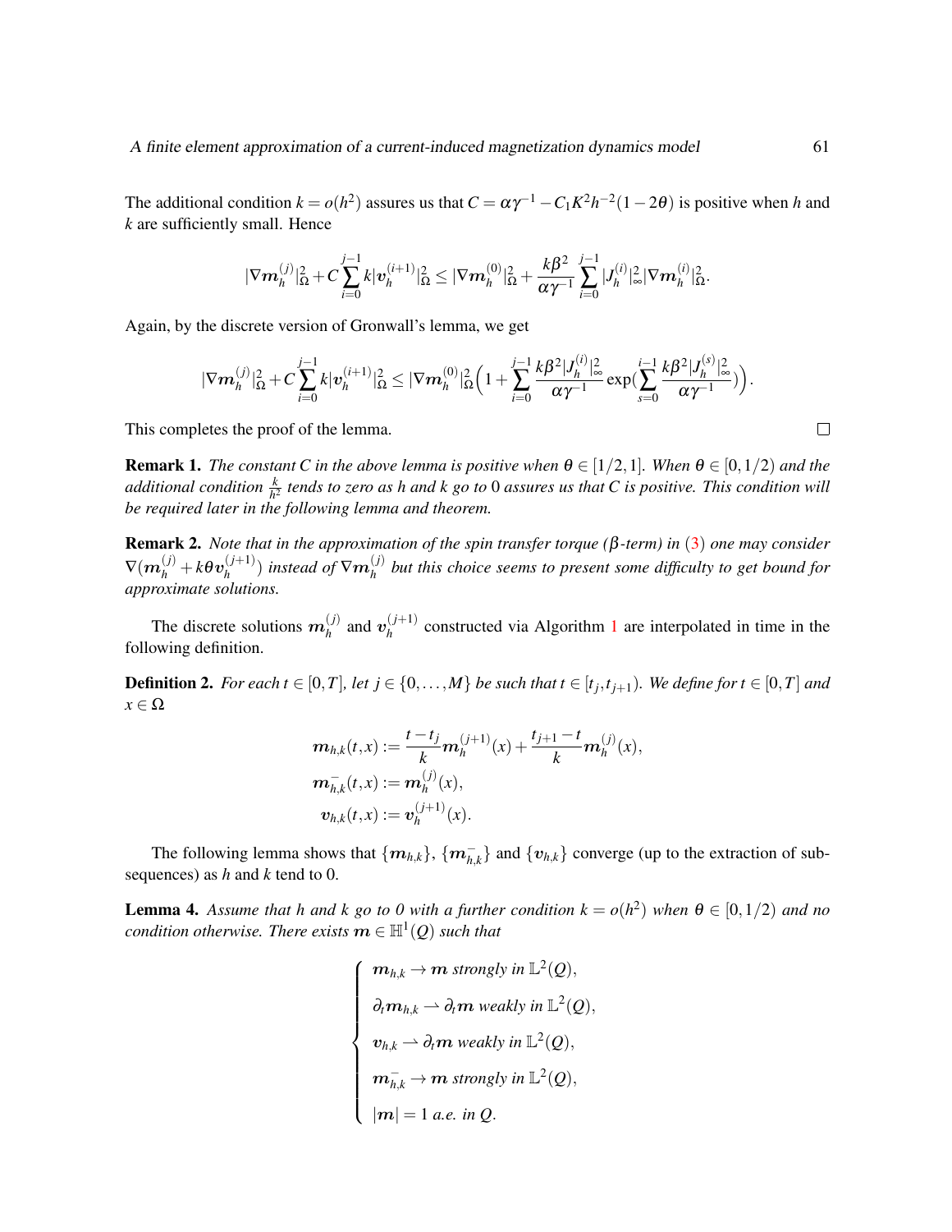The additional condition $k = o(h^2)$ assures us that $C = \alpha\gamma^{-1} - C_1 K^2 h^{-2}(1-2\theta)$ is positive when $h$ and $k$ are sufficiently small. Hence

$$|\nabla \boldsymbol{m}_h^{(j)}|_\Omega^2 + C\sum_{i=0}^{j-1} k|\boldsymbol{v}_h^{(i+1)}|_\Omega^2 \leq |\nabla \boldsymbol{m}_h^{(0)}|_\Omega^2 + \frac{k\beta^2}{\alpha\gamma^{-1}}\sum_{i=0}^{j-1}|J_h^{(i)}|_\infty^2 |\nabla \boldsymbol{m}_h^{(i)}|_\Omega^2.$$

Again, by the discrete version of Gronwall's lemma, we get

$$|\nabla \boldsymbol{m}_h^{(j)}|_\Omega^2 + C\sum_{i=0}^{j-1} k|\boldsymbol{v}_h^{(i+1)}|_\Omega^2 \leq |\nabla \boldsymbol{m}_h^{(0)}|_\Omega^2\Big(1+\sum_{i=0}^{j-1}\frac{k\beta^2|J_h^{(i)}|_\infty^2}{\alpha\gamma^{-1}}\exp\big(\sum_{s=0}^{i-1}\frac{k\beta^2|J_h^{(s)}|_\infty^2}{\alpha\gamma^{-1}}\big)\Big).$$

This completes the proof of the lemma. □

**Remark 1.** *The constant $C$ in the above lemma is positive when $\theta \in [1/2, 1]$. When $\theta \in [0, 1/2)$ and the additional condition $\frac{k}{h^2}$ tends to zero as $h$ and $k$ go to $0$ assures us that $C$ is positive. This condition will be required later in the following lemma and theorem.*

**Remark 2.** *Note that in the approximation of the spin transfer torque ($\beta$-term) in (3) one may consider $\nabla(\boldsymbol{m}_h^{(j)} + k\theta\boldsymbol{v}_h^{(j+1)})$ instead of $\nabla\boldsymbol{m}_h^{(j)}$ but this choice seems to present some difficulty to get bound for approximate solutions.*

The discrete solutions $\boldsymbol{m}_h^{(j)}$ and $\boldsymbol{v}_h^{(j+1)}$ constructed via Algorithm 1 are interpolated in time in the following definition.

**Definition 2.** *For each $t \in [0,T]$, let $j \in \{0,\ldots,M\}$ be such that $t \in [t_j, t_{j+1})$. We define for $t \in [0,T]$ and $x \in \Omega$*

$$\begin{aligned}
\boldsymbol{m}_{h,k}(t,x) &:= \frac{t-t_j}{k}\boldsymbol{m}_h^{(j+1)}(x) + \frac{t_{j+1}-t}{k}\boldsymbol{m}_h^{(j)}(x),\\
\boldsymbol{m}_{h,k}^-(t,x) &:= \boldsymbol{m}_h^{(j)}(x),\\
\boldsymbol{v}_{h,k}(t,x) &:= \boldsymbol{v}_h^{(j+1)}(x).
\end{aligned}$$

The following lemma shows that $\{\boldsymbol{m}_{h,k}\}$, $\{\boldsymbol{m}_{h,k}^-\}$ and $\{\boldsymbol{v}_{h,k}\}$ converge (up to the extraction of subsequences) as $h$ and $k$ tend to 0.

**Lemma 4.** *Assume that $h$ and $k$ go to 0 with a further condition $k = o(h^2)$ when $\theta \in [0,1/2)$ and no condition otherwise. There exists $\boldsymbol{m} \in \mathbb{H}^1(Q)$ such that*

$$\begin{cases}
\boldsymbol{m}_{h,k} \to \boldsymbol{m} \text{ strongly in } \mathbb{L}^2(Q),\\
\partial_t \boldsymbol{m}_{h,k} \rightharpoonup \partial_t \boldsymbol{m} \text{ weakly in } \mathbb{L}^2(Q),\\
\boldsymbol{v}_{h,k} \rightharpoonup \partial_t \boldsymbol{m} \text{ weakly in } \mathbb{L}^2(Q),\\
\boldsymbol{m}_{h,k}^- \to \boldsymbol{m} \text{ strongly in } \mathbb{L}^2(Q),\\
|\boldsymbol{m}| = 1 \text{ a.e. in } Q.
\end{cases}$$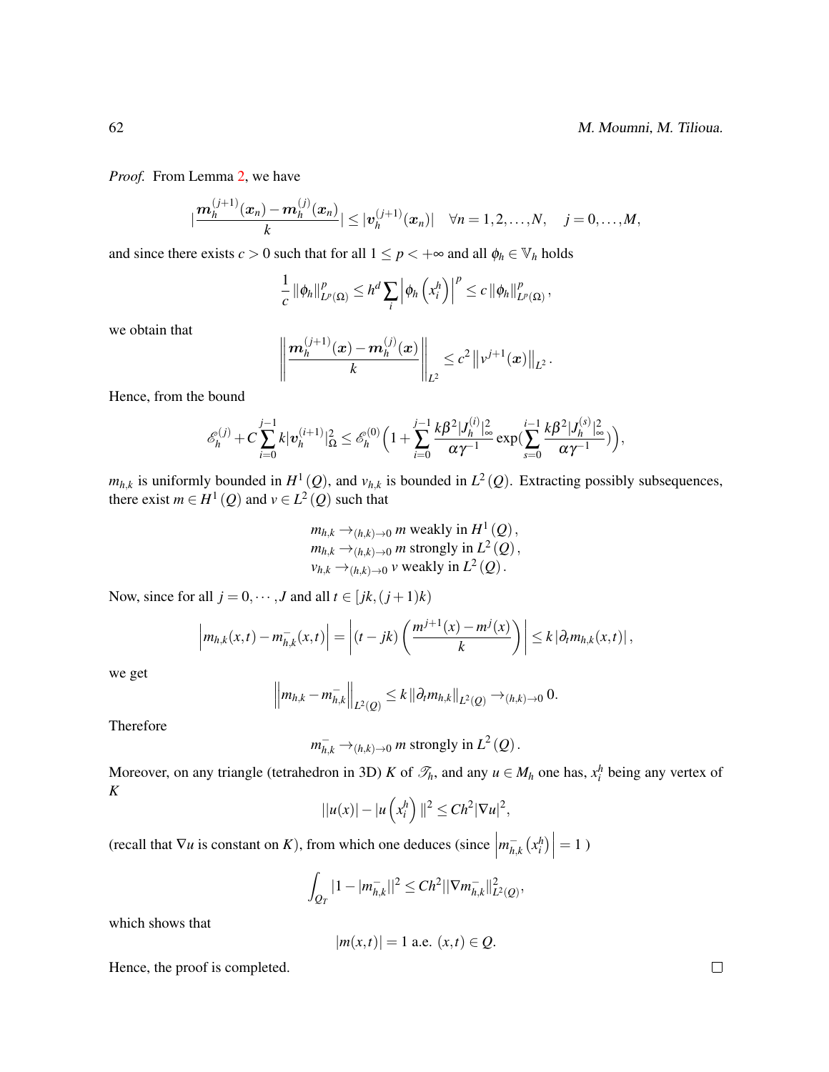*Proof.* From Lemma 2, we have

$$|\frac{\boldsymbol{m}_h^{(j+1)}(\boldsymbol{x}_n) - \boldsymbol{m}_h^{(j)}(\boldsymbol{x}_n)}{k}| \leq |\boldsymbol{v}_h^{(j+1)}(\boldsymbol{x}_n)| \quad \forall n = 1, 2, \ldots, N, \quad j = 0, \ldots, M,$$

and since there exists $c > 0$ such that for all $1 \leq p < +\infty$ and all $\phi_h \in \mathbb{V}_h$ holds

$$\frac{1}{c} \|\phi_h\|^p_{L^p(\Omega)} \leq h^d \sum_i \left|\phi_h\left(x_i^h\right)\right|^p \leq c \|\phi_h\|^p_{L^p(\Omega)},$$

we obtain that

$$\left\|\frac{\boldsymbol{m}_h^{(j+1)}(\boldsymbol{x}) - \boldsymbol{m}_h^{(j)}(\boldsymbol{x})}{k}\right\|_{L^2} \leq c^2 \left\|v^{j+1}(\boldsymbol{x})\right\|_{L^2}.$$

Hence, from the bound

$$\mathscr{E}_h^{(j)} + C\sum_{i=0}^{j-1} k|\boldsymbol{v}_h^{(i+1)}|^2_\Omega \leq \mathscr{E}_h^{(0)}\Big(1 + \sum_{i=0}^{j-1} \frac{k\beta^2|J_h^{(i)}|^2_\infty}{\alpha\gamma^{-1}} \exp(\sum_{s=0}^{i-1} \frac{k\beta^2|J_h^{(s)}|^2_\infty}{\alpha\gamma^{-1}})\Big),$$

$m_{h,k}$ is uniformly bounded in $H^1(Q)$, and $v_{h,k}$ is bounded in $L^2(Q)$. Extracting possibly subsequences, there exist $m \in H^1(Q)$ and $v \in L^2(Q)$ such that

$$\begin{aligned}
&m_{h,k} \to_{(h,k)\to 0} m \text{ weakly in } H^1(Q), \\
&m_{h,k} \to_{(h,k)\to 0} m \text{ strongly in } L^2(Q), \\
&v_{h,k} \to_{(h,k)\to 0} v \text{ weakly in } L^2(Q).
\end{aligned}$$

Now, since for all $j = 0, \cdots, J$ and all $t \in [jk, (j+1)k)$

$$\left|m_{h,k}(x,t) - m^-_{h,k}(x,t)\right| = \left|(t - jk)\left(\frac{m^{j+1}(x) - m^j(x)}{k}\right)\right| \leq k\left|\partial_t m_{h,k}(x,t)\right|,$$

we get

$$\left\|m_{h,k} - m^-_{h,k}\right\|_{L^2(Q)} \leq k\left\|\partial_t m_{h,k}\right\|_{L^2(Q)} \to_{(h,k)\to 0} 0.$$

Therefore

$$m^-_{h,k} \to_{(h,k)\to 0} m \text{ strongly in } L^2(Q).$$

Moreover, on any triangle (tetrahedron in 3D) $K$ of $\mathscr{T}_h$, and any $u \in M_h$ one has, $x_i^h$ being any vertex of $K$

$$||u(x)| - |u\left(x_i^h\right)||^2 \leq Ch^2|\nabla u|^2,$$

(recall that $\nabla u$ is constant on $K$), from which one deduces (since $\left|m^-_{h,k}\left(x_i^h\right)\right| = 1$ )

$$\int_{Q_T} |1 - |m^-_{h,k}||^2 \leq Ch^2||\nabla m^-_{h,k}||^2_{L^2(Q)},$$

which shows that

$$|m(x,t)| = 1 \text{ a.e. } (x,t) \in Q.$$

Hence, the proof is completed. □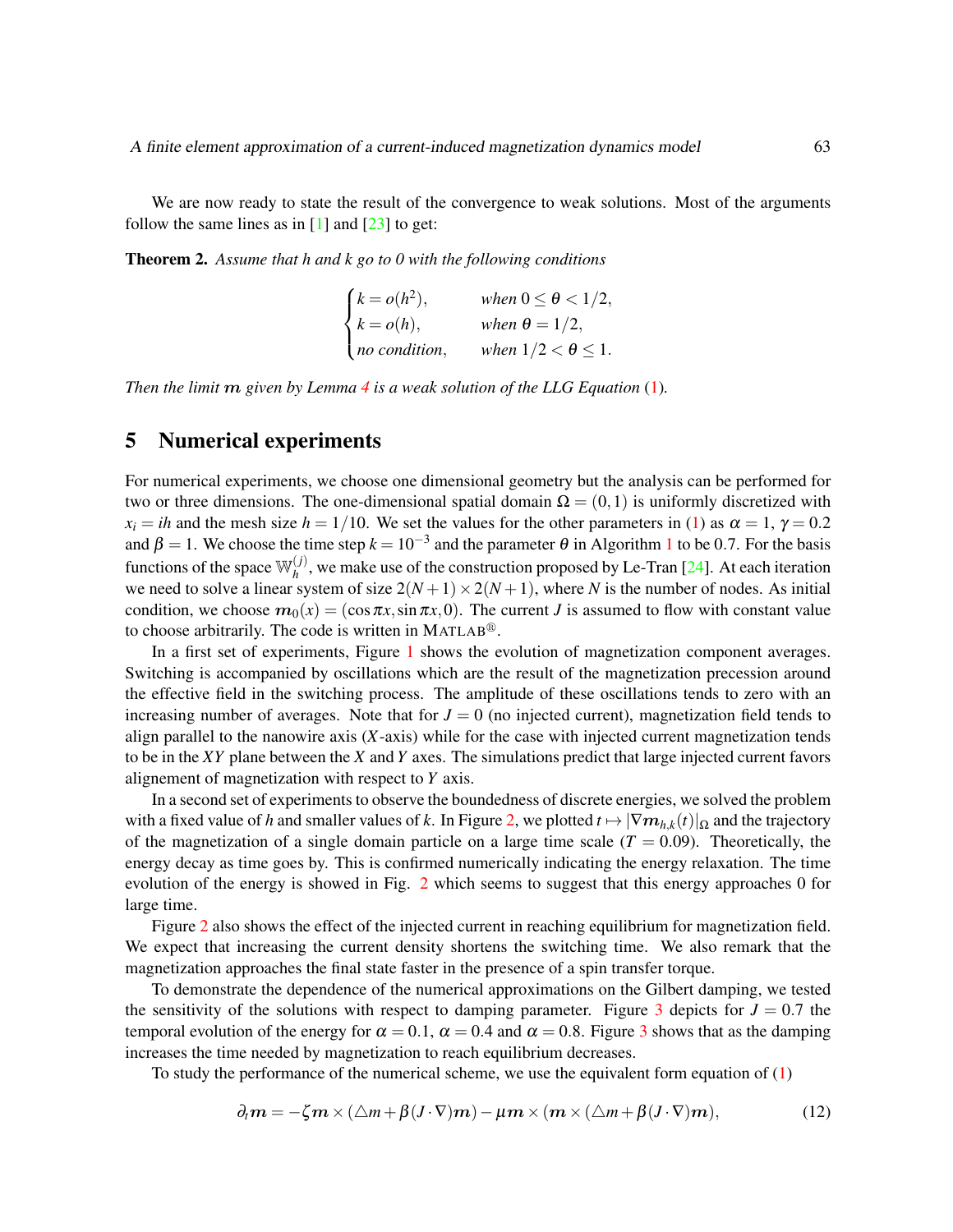We are now ready to state the result of the convergence to weak solutions. Most of the arguments follow the same lines as in [1] and [23] to get:

**Theorem 2.** *Assume that h and k go to 0 with the following conditions*

$$\begin{cases} k = o(h^2), & \text{when } 0 \leq \theta < 1/2, \\ k = o(h), & \text{when } \theta = 1/2, \\ \text{no condition}, & \text{when } 1/2 < \theta \leq 1. \end{cases}$$

*Then the limit* $\boldsymbol{m}$ *given by Lemma 4 is a weak solution of the LLG Equation (1).*

## 5 Numerical experiments

For numerical experiments, we choose one dimensional geometry but the analysis can be performed for two or three dimensions. The one-dimensional spatial domain $\Omega = (0,1)$ is uniformly discretized with $x_i = ih$ and the mesh size $h = 1/10$. We set the values for the other parameters in (1) as $\alpha = 1$, $\gamma = 0.2$ and $\beta = 1$. We choose the time step $k = 10^{-3}$ and the parameter $\theta$ in Algorithm 1 to be 0.7. For the basis functions of the space $\mathbb{W}_h^{(j)}$, we make use of the construction proposed by Le-Tran [24]. At each iteration we need to solve a linear system of size $2(N+1) \times 2(N+1)$, where $N$ is the number of nodes. As initial condition, we choose $\boldsymbol{m}_0(x) = (\cos \pi x, \sin \pi x, 0)$. The current $J$ is assumed to flow with constant value to choose arbitrarily. The code is written in MATLAB®.

In a first set of experiments, Figure 1 shows the evolution of magnetization component averages. Switching is accompanied by oscillations which are the result of the magnetization precession around the effective field in the switching process. The amplitude of these oscillations tends to zero with an increasing number of averages. Note that for $J = 0$ (no injected current), magnetization field tends to align parallel to the nanowire axis ($X$-axis) while for the case with injected current magnetization tends to be in the $XY$ plane between the $X$ and $Y$ axes. The simulations predict that large injected current favors alignement of magnetization with respect to $Y$ axis.

In a second set of experiments to observe the boundedness of discrete energies, we solved the problem with a fixed value of $h$ and smaller values of $k$. In Figure 2, we plotted $t \mapsto |\nabla \boldsymbol{m}_{h,k}(t)|_\Omega$ and the trajectory of the magnetization of a single domain particle on a large time scale ($T = 0.09$). Theoretically, the energy decay as time goes by. This is confirmed numerically indicating the energy relaxation. The time evolution of the energy is showed in Fig. 2 which seems to suggest that this energy approaches 0 for large time.

Figure 2 also shows the effect of the injected current in reaching equilibrium for magnetization field. We expect that increasing the current density shortens the switching time. We also remark that the magnetization approaches the final state faster in the presence of a spin transfer torque.

To demonstrate the dependence of the numerical approximations on the Gilbert damping, we tested the sensitivity of the solutions with respect to damping parameter. Figure 3 depicts for $J = 0.7$ the temporal evolution of the energy for $\alpha = 0.1$, $\alpha = 0.4$ and $\alpha = 0.8$. Figure 3 shows that as the damping increases the time needed by magnetization to reach equilibrium decreases.

To study the performance of the numerical scheme, we use the equivalent form equation of (1)

$$\partial_t \boldsymbol{m} = -\zeta \boldsymbol{m} \times (\triangle m + \beta (J \cdot \nabla) \boldsymbol{m}) - \mu \boldsymbol{m} \times (\boldsymbol{m} \times (\triangle m + \beta (J \cdot \nabla) \boldsymbol{m}), \tag{12}$$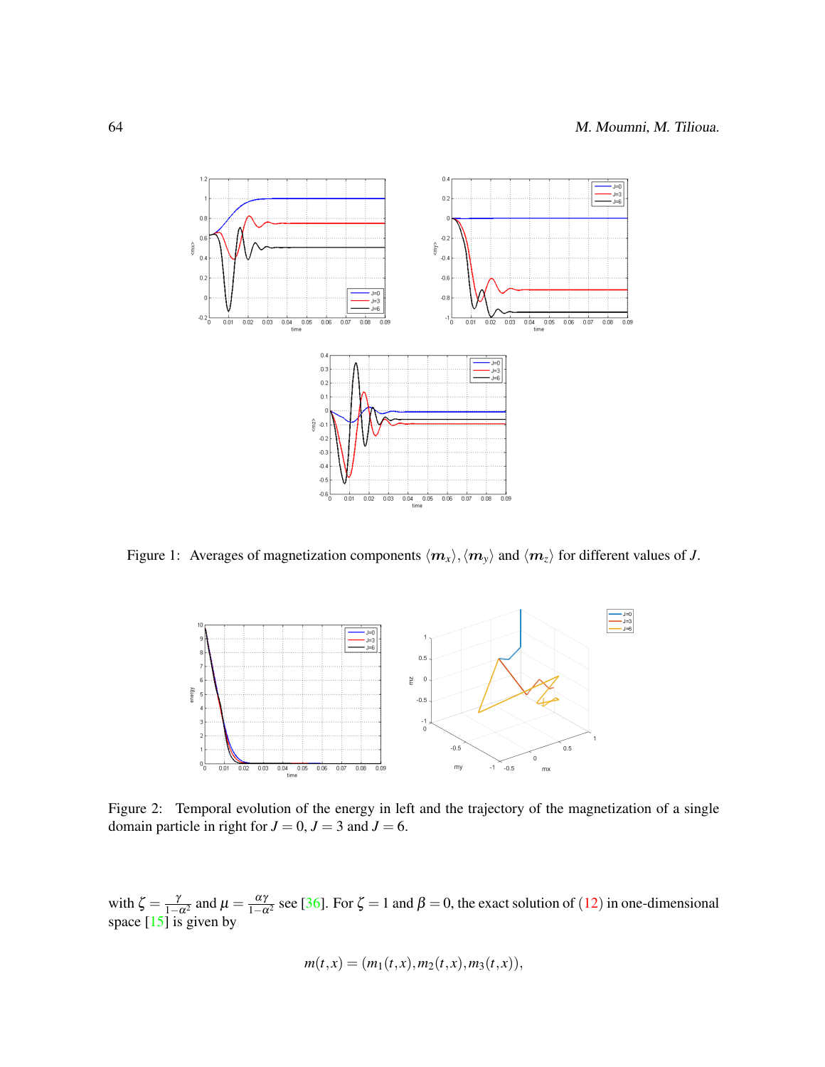Figure 1: Averages of magnetization components $\langle \boldsymbol{m}_x \rangle, \langle \boldsymbol{m}_y \rangle$ and $\langle \boldsymbol{m}_z \rangle$ for different values of $J$.

Figure 2: Temporal evolution of the energy in left and the trajectory of the magnetization of a single domain particle in right for $J = 0$, $J = 3$ and $J = 6$.

with $\zeta = \frac{\gamma}{1-\alpha^2}$ and $\mu = \frac{\alpha\gamma}{1-\alpha^2}$ see [36]. For $\zeta = 1$ and $\beta = 0$, the exact solution of (12) in one-dimensional space [15] is given by

$$m(t,x) = (m_1(t,x), m_2(t,x), m_3(t,x)),$$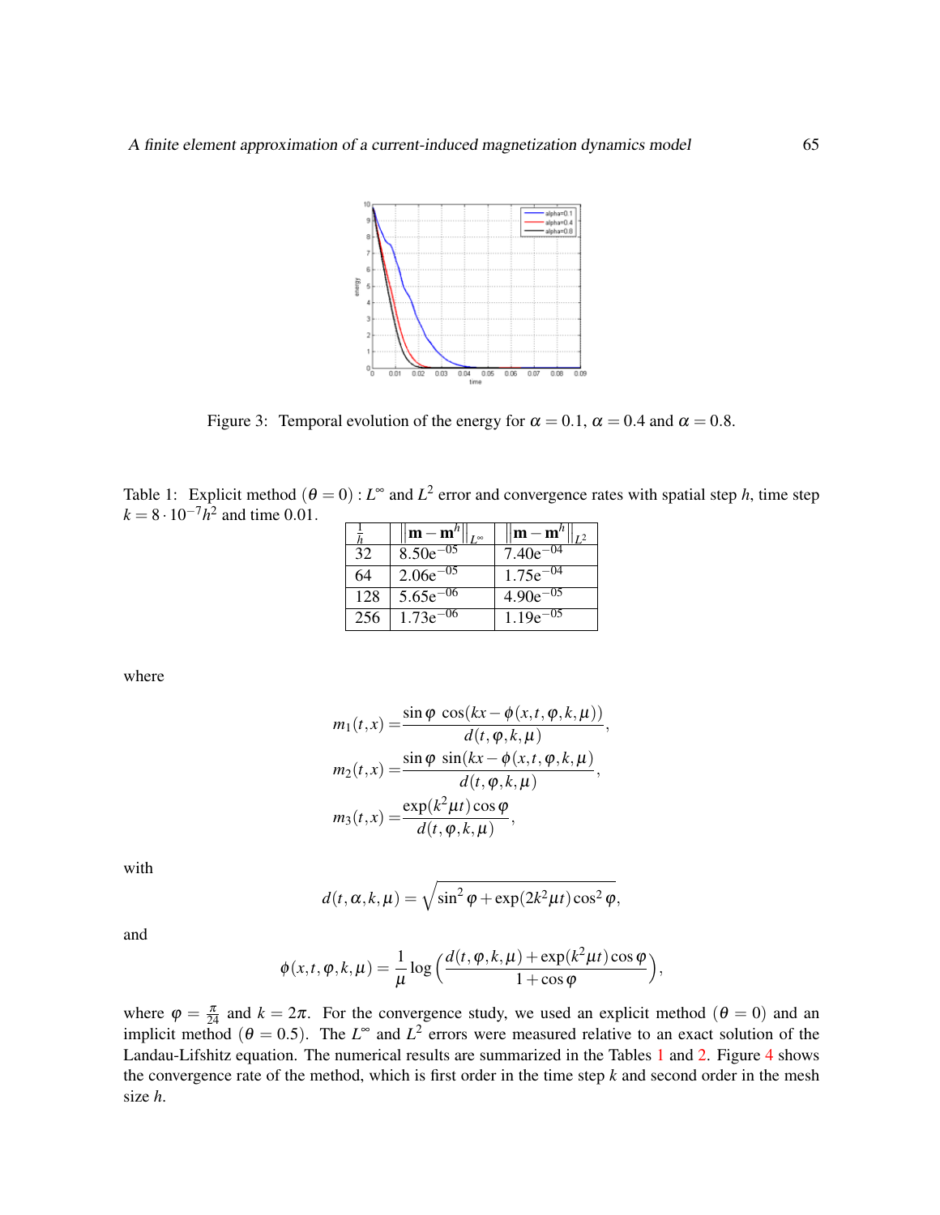Figure 3: Temporal evolution of the energy for $\alpha = 0.1$, $\alpha = 0.4$ and $\alpha = 0.8$.

Table 1: Explicit method ($\theta = 0$) : $L^\infty$ and $L^2$ error and convergence rates with spatial step $h$, time step $k = 8 \cdot 10^{-7} h^2$ and time 0.01.

| $\frac{1}{h}$ | $\left\lVert \mathbf{m} - \mathbf{m}^h \right\rVert_{L^\infty}$ | $\left\lVert \mathbf{m} - \mathbf{m}^h \right\rVert_{L^2}$ |
|---|---|---|
| 32 | 8.50e$^{-05}$ | 7.40e$^{-04}$ |
| 64 | 2.06e$^{-05}$ | 1.75e$^{-04}$ |
| 128 | 5.65e$^{-06}$ | 4.90e$^{-05}$ |
| 256 | 1.73e$^{-06}$ | 1.19e$^{-05}$ |

where

$$
\begin{aligned}
m_1(t,x) &= \frac{\sin\varphi \ \cos(kx - \phi(x,t,\varphi,k,\mu))}{d(t,\varphi,k,\mu)}, \\
m_2(t,x) &= \frac{\sin\varphi \ \sin(kx - \phi(x,t,\varphi,k,\mu))}{d(t,\varphi,k,\mu)}, \\
m_3(t,x) &= \frac{\exp(k^2\mu t)\cos\varphi}{d(t,\varphi,k,\mu)},
\end{aligned}
$$

with

$$
d(t,\alpha,k,\mu) = \sqrt{\sin^2\varphi + \exp(2k^2\mu t)\cos^2\varphi},
$$

and

$$
\phi(x,t,\varphi,k,\mu) = \frac{1}{\mu}\log\Big(\frac{d(t,\varphi,k,\mu) + \exp(k^2\mu t)\cos\varphi}{1+\cos\varphi}\Big),
$$

where $\varphi = \frac{\pi}{24}$ and $k = 2\pi$. For the convergence study, we used an explicit method ($\theta = 0$) and an implicit method ($\theta = 0.5$). The $L^\infty$ and $L^2$ errors were measured relative to an exact solution of the Landau-Lifshitz equation. The numerical results are summarized in the Tables 1 and 2. Figure 4 shows the convergence rate of the method, which is first order in the time step $k$ and second order in the mesh size $h$.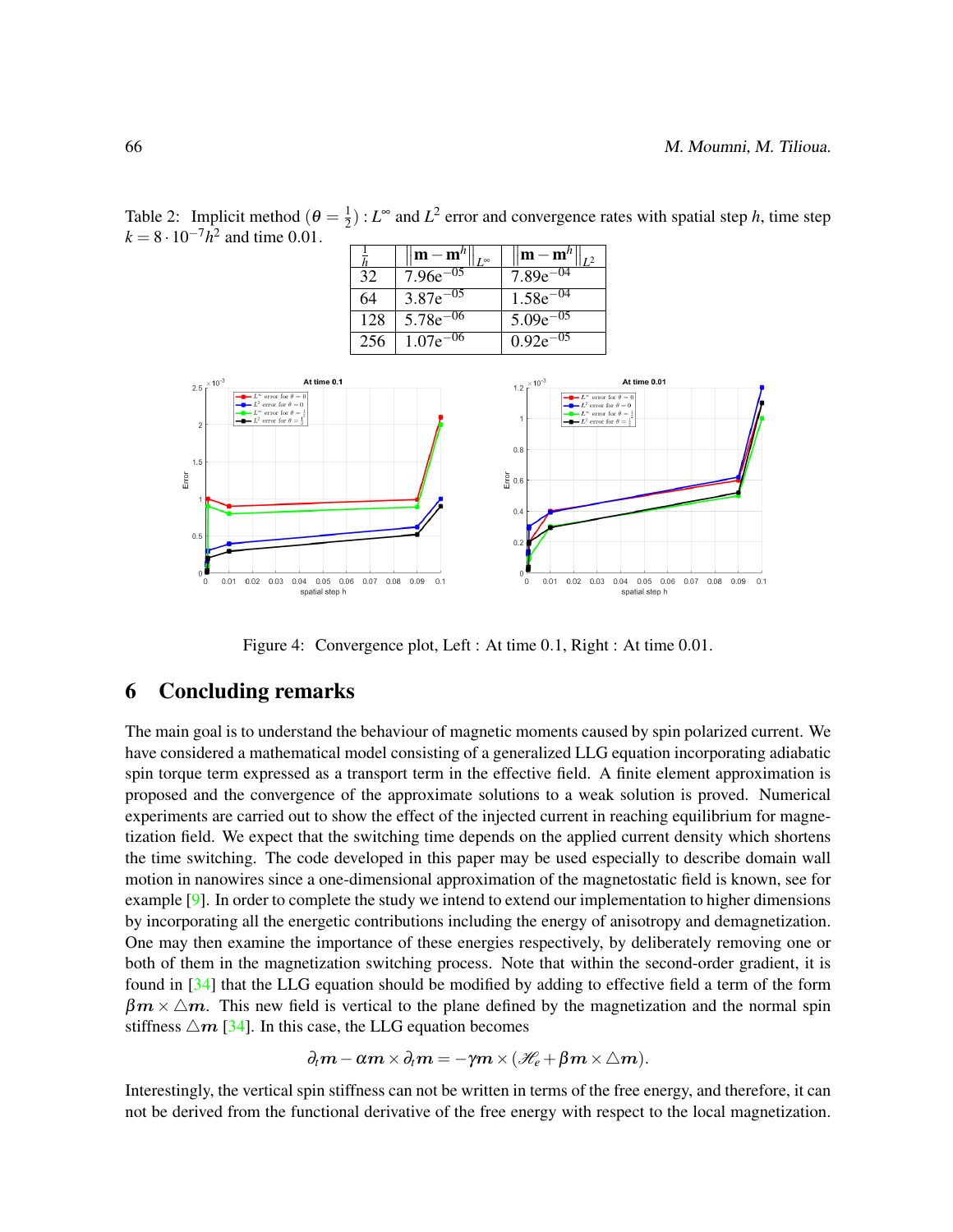Table 2: Implicit method $(\theta = \frac{1}{2})$ : $L^\infty$ and $L^2$ error and convergence rates with spatial step $h$, time step $k = 8 \cdot 10^{-7} h^2$ and time 0.01.

| $\frac{1}{h}$ | $\left\|\mathbf{m} - \mathbf{m}^h\right\|_{L^\infty}$ | $\left\|\mathbf{m} - \mathbf{m}^h\right\|_{L^2}$ |
|---|---|---|
| 32 | $7.96e^{-05}$ | $7.89e^{-04}$ |
| 64 | $3.87e^{-05}$ | $1.58e^{-04}$ |
| 128 | $5.78e^{-06}$ | $5.09e^{-05}$ |
| 256 | $1.07e^{-06}$ | $0.92e^{-05}$ |

Figure 4: Convergence plot, Left : At time 0.1, Right : At time 0.01.

## 6 Concluding remarks

The main goal is to understand the behaviour of magnetic moments caused by spin polarized current. We have considered a mathematical model consisting of a generalized LLG equation incorporating adiabatic spin torque term expressed as a transport term in the effective field. A finite element approximation is proposed and the convergence of the approximate solutions to a weak solution is proved. Numerical experiments are carried out to show the effect of the injected current in reaching equilibrium for magnetization field. We expect that the switching time depends on the applied current density which shortens the time switching. The code developed in this paper may be used especially to describe domain wall motion in nanowires since a one-dimensional approximation of the magnetostatic field is known, see for example [9]. In order to complete the study we intend to extend our implementation to higher dimensions by incorporating all the energetic contributions including the energy of anisotropy and demagnetization. One may then examine the importance of these energies respectively, by deliberately removing one or both of them in the magnetization switching process. Note that within the second-order gradient, it is found in [34] that the LLG equation should be modified by adding to effective field a term of the form $\beta \boldsymbol{m} \times \triangle \boldsymbol{m}$. This new field is vertical to the plane defined by the magnetization and the normal spin stiffness $\triangle \boldsymbol{m}$ [34]. In this case, the LLG equation becomes

$$\partial_t \boldsymbol{m} - \alpha \boldsymbol{m} \times \partial_t \boldsymbol{m} = -\gamma \boldsymbol{m} \times (\mathscr{H}_e + \beta \boldsymbol{m} \times \triangle \boldsymbol{m}).$$

Interestingly, the vertical spin stiffness can not be written in terms of the free energy, and therefore, it can not be derived from the functional derivative of the free energy with respect to the local magnetization.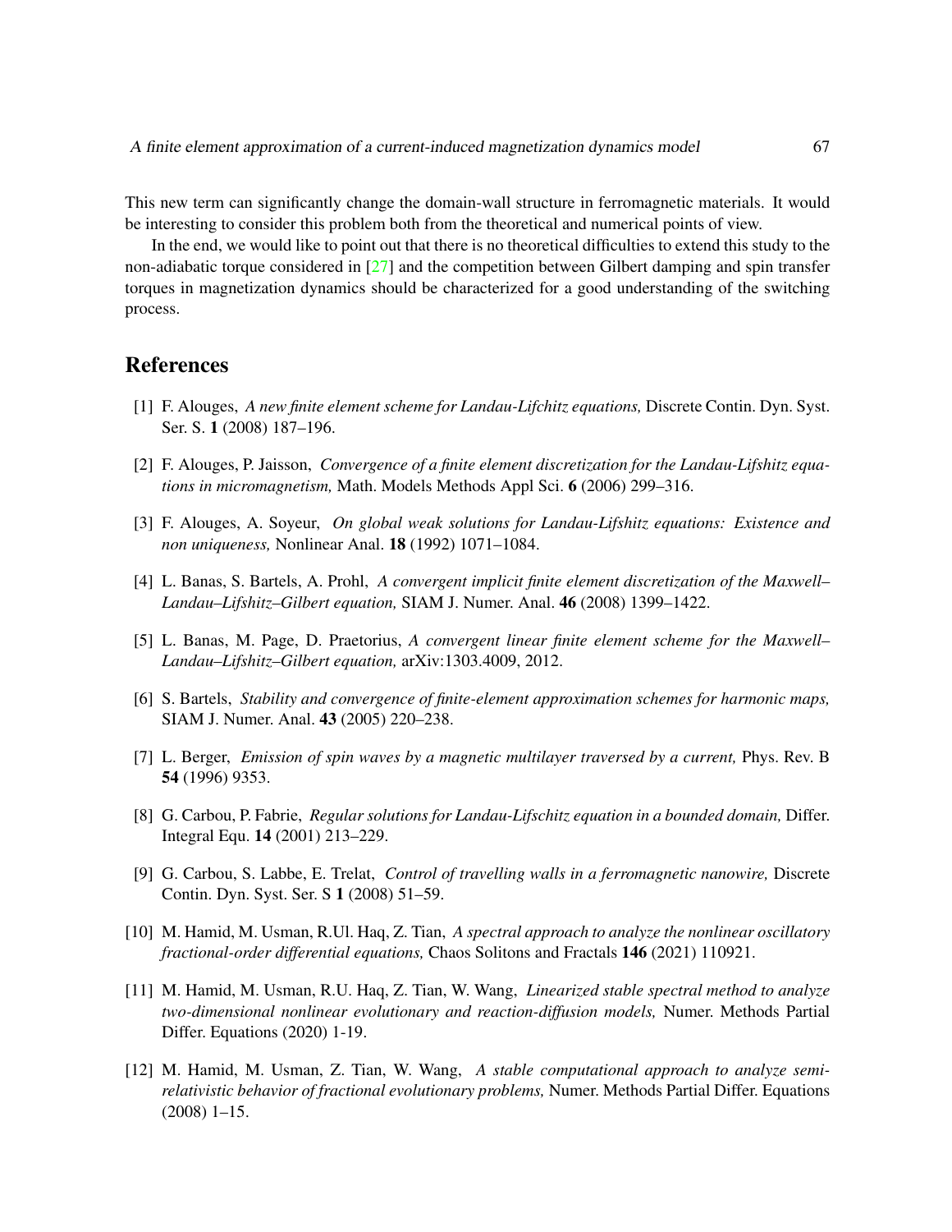This new term can significantly change the domain-wall structure in ferromagnetic materials. It would be interesting to consider this problem both from the theoretical and numerical points of view.

In the end, we would like to point out that there is no theoretical difficulties to extend this study to the non-adiabatic torque considered in [27] and the competition between Gilbert damping and spin transfer torques in magnetization dynamics should be characterized for a good understanding of the switching process.

# References

[1] F. Alouges, *A new finite element scheme for Landau-Lifchitz equations,* Discrete Contin. Dyn. Syst. Ser. S. **1** (2008) 187–196.

[2] F. Alouges, P. Jaisson, *Convergence of a finite element discretization for the Landau-Lifshitz equations in micromagnetism,* Math. Models Methods Appl Sci. **6** (2006) 299–316.

[3] F. Alouges, A. Soyeur, *On global weak solutions for Landau-Lifshitz equations: Existence and non uniqueness,* Nonlinear Anal. **18** (1992) 1071–1084.

[4] L. Banas, S. Bartels, A. Prohl, *A convergent implicit finite element discretization of the Maxwell–Landau–Lifshitz–Gilbert equation,* SIAM J. Numer. Anal. **46** (2008) 1399–1422.

[5] L. Banas, M. Page, D. Praetorius, *A convergent linear finite element scheme for the Maxwell–Landau–Lifshitz–Gilbert equation,* arXiv:1303.4009, 2012.

[6] S. Bartels, *Stability and convergence of finite-element approximation schemes for harmonic maps,* SIAM J. Numer. Anal. **43** (2005) 220–238.

[7] L. Berger, *Emission of spin waves by a magnetic multilayer traversed by a current,* Phys. Rev. B **54** (1996) 9353.

[8] G. Carbou, P. Fabrie, *Regular solutions for Landau-Lifschitz equation in a bounded domain,* Differ. Integral Equ. **14** (2001) 213–229.

[9] G. Carbou, S. Labbe, E. Trelat, *Control of travelling walls in a ferromagnetic nanowire,* Discrete Contin. Dyn. Syst. Ser. S **1** (2008) 51–59.

[10] M. Hamid, M. Usman, R.Ul. Haq, Z. Tian, *A spectral approach to analyze the nonlinear oscillatory fractional-order differential equations,* Chaos Solitons and Fractals **146** (2021) 110921.

[11] M. Hamid, M. Usman, R.U. Haq, Z. Tian, W. Wang, *Linearized stable spectral method to analyze two-dimensional nonlinear evolutionary and reaction-diffusion models,* Numer. Methods Partial Differ. Equations (2020) 1-19.

[12] M. Hamid, M. Usman, Z. Tian, W. Wang, *A stable computational approach to analyze semi-relativistic behavior of fractional evolutionary problems,* Numer. Methods Partial Differ. Equations (2008) 1–15.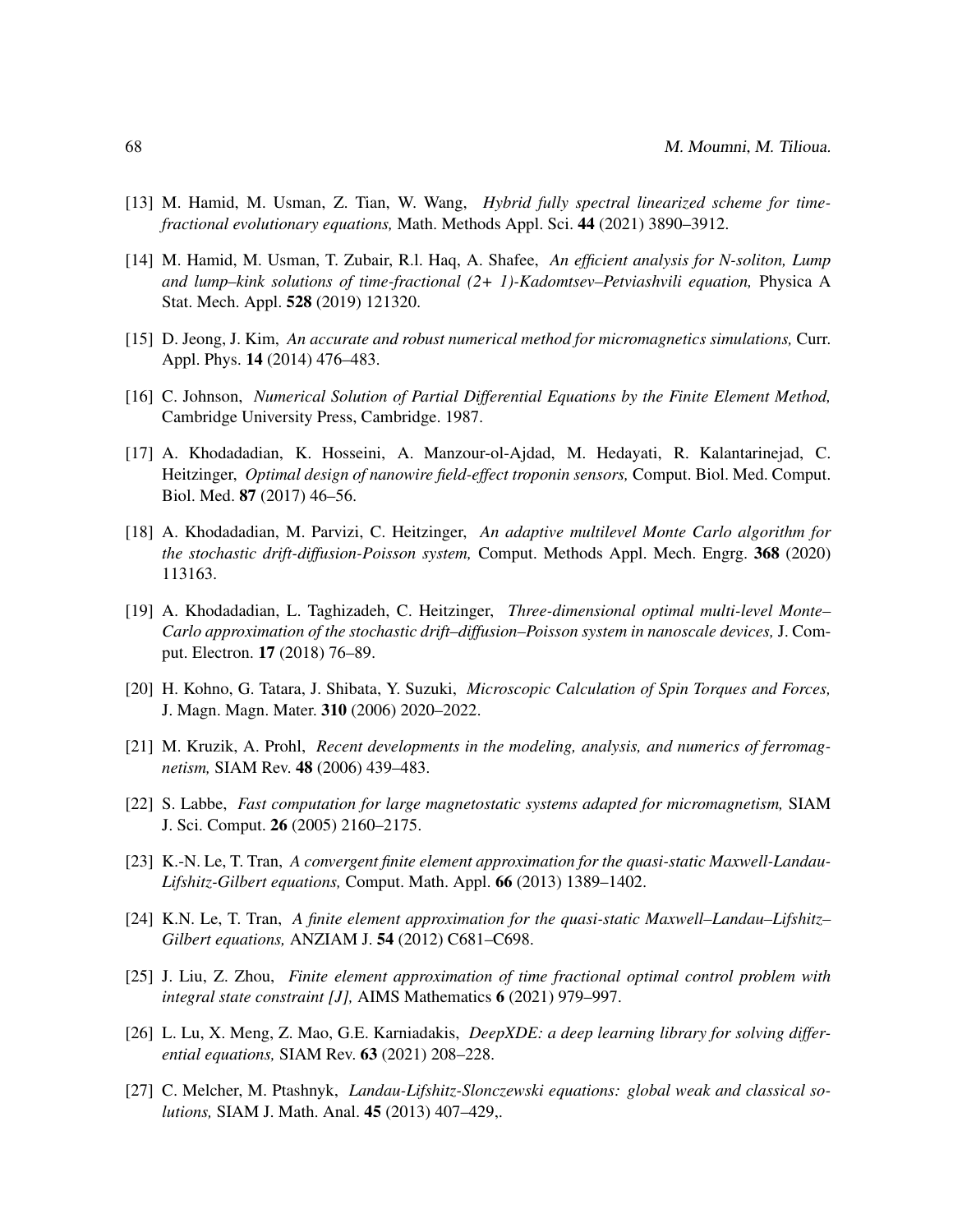[13] M. Hamid, M. Usman, Z. Tian, W. Wang, *Hybrid fully spectral linearized scheme for time-fractional evolutionary equations,* Math. Methods Appl. Sci. **44** (2021) 3890–3912.

[14] M. Hamid, M. Usman, T. Zubair, R.l. Haq, A. Shafee, *An efficient analysis for N-soliton, Lump and lump–kink solutions of time-fractional (2+ 1)-Kadomtsev–Petviashvili equation,* Physica A Stat. Mech. Appl. **528** (2019) 121320.

[15] D. Jeong, J. Kim, *An accurate and robust numerical method for micromagnetics simulations,* Curr. Appl. Phys. **14** (2014) 476–483.

[16] C. Johnson, *Numerical Solution of Partial Differential Equations by the Finite Element Method,* Cambridge University Press, Cambridge. 1987.

[17] A. Khodadadian, K. Hosseini, A. Manzour-ol-Ajdad, M. Hedayati, R. Kalantarinejad, C. Heitzinger, *Optimal design of nanowire field-effect troponin sensors,* Comput. Biol. Med. Comput. Biol. Med. **87** (2017) 46–56.

[18] A. Khodadadian, M. Parvizi, C. Heitzinger, *An adaptive multilevel Monte Carlo algorithm for the stochastic drift-diffusion-Poisson system,* Comput. Methods Appl. Mech. Engrg. **368** (2020) 113163.

[19] A. Khodadadian, L. Taghizadeh, C. Heitzinger, *Three-dimensional optimal multi-level Monte–Carlo approximation of the stochastic drift–diffusion–Poisson system in nanoscale devices,* J. Comput. Electron. **17** (2018) 76–89.

[20] H. Kohno, G. Tatara, J. Shibata, Y. Suzuki, *Microscopic Calculation of Spin Torques and Forces,* J. Magn. Magn. Mater. **310** (2006) 2020–2022.

[21] M. Kruzik, A. Prohl, *Recent developments in the modeling, analysis, and numerics of ferromagnetism,* SIAM Rev. **48** (2006) 439–483.

[22] S. Labbe, *Fast computation for large magnetostatic systems adapted for micromagnetism,* SIAM J. Sci. Comput. **26** (2005) 2160–2175.

[23] K.-N. Le, T. Tran, *A convergent finite element approximation for the quasi-static Maxwell-Landau-Lifshitz-Gilbert equations,* Comput. Math. Appl. **66** (2013) 1389–1402.

[24] K.N. Le, T. Tran, *A finite element approximation for the quasi-static Maxwell–Landau–Lifshitz–Gilbert equations,* ANZIAM J. **54** (2012) C681–C698.

[25] J. Liu, Z. Zhou, *Finite element approximation of time fractional optimal control problem with integral state constraint [J],* AIMS Mathematics **6** (2021) 979–997.

[26] L. Lu, X. Meng, Z. Mao, G.E. Karniadakis, *DeepXDE: a deep learning library for solving differential equations,* SIAM Rev. **63** (2021) 208–228.

[27] C. Melcher, M. Ptashnyk, *Landau-Lifshitz-Slonczewski equations: global weak and classical solutions,* SIAM J. Math. Anal. **45** (2013) 407–429,.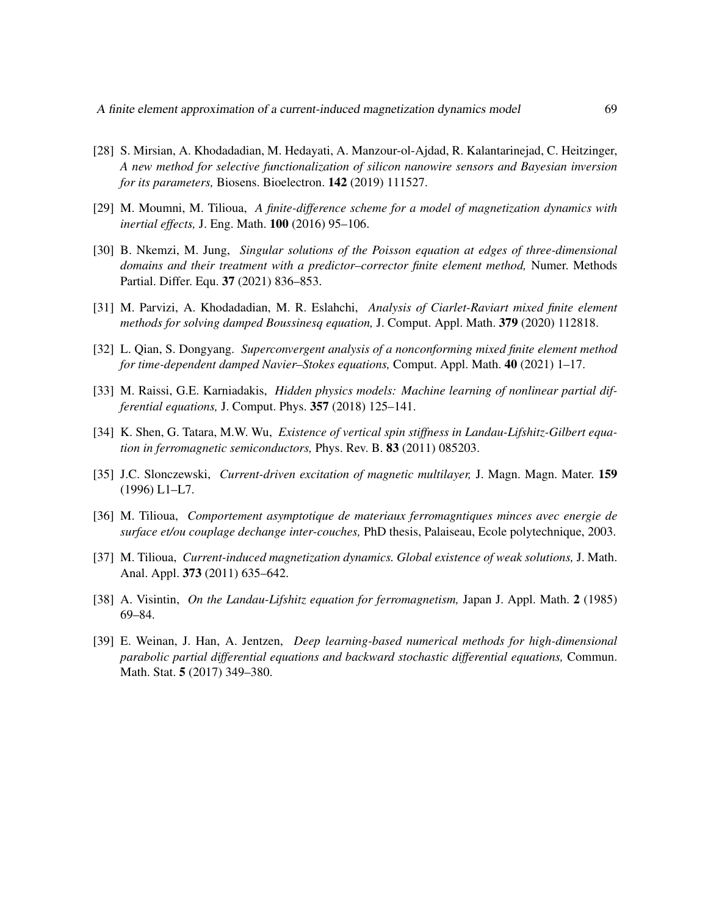[28] S. Mirsian, A. Khodadadian, M. Hedayati, A. Manzour-ol-Ajdad, R. Kalantarinejad, C. Heitzinger, *A new method for selective functionalization of silicon nanowire sensors and Bayesian inversion for its parameters,* Biosens. Bioelectron. **142** (2019) 111527.

[29] M. Moumni, M. Tilioua, *A finite-difference scheme for a model of magnetization dynamics with inertial effects,* J. Eng. Math. **100** (2016) 95–106.

[30] B. Nkemzi, M. Jung, *Singular solutions of the Poisson equation at edges of three-dimensional domains and their treatment with a predictor–corrector finite element method,* Numer. Methods Partial. Differ. Equ. **37** (2021) 836–853.

[31] M. Parvizi, A. Khodadadian, M. R. Eslahchi, *Analysis of Ciarlet-Raviart mixed finite element methods for solving damped Boussinesq equation,* J. Comput. Appl. Math. **379** (2020) 112818.

[32] L. Qian, S. Dongyang. *Superconvergent analysis of a nonconforming mixed finite element method for time-dependent damped Navier–Stokes equations,* Comput. Appl. Math. **40** (2021) 1–17.

[33] M. Raissi, G.E. Karniadakis, *Hidden physics models: Machine learning of nonlinear partial differential equations,* J. Comput. Phys. **357** (2018) 125–141.

[34] K. Shen, G. Tatara, M.W. Wu, *Existence of vertical spin stiffness in Landau-Lifshitz-Gilbert equation in ferromagnetic semiconductors,* Phys. Rev. B. **83** (2011) 085203.

[35] J.C. Slonczewski, *Current-driven excitation of magnetic multilayer,* J. Magn. Magn. Mater. **159** (1996) L1–L7.

[36] M. Tilioua, *Comportement asymptotique de materiaux ferromagntiques minces avec energie de surface et/ou couplage dechange inter-couches,* PhD thesis, Palaiseau, Ecole polytechnique, 2003.

[37] M. Tilioua, *Current-induced magnetization dynamics. Global existence of weak solutions,* J. Math. Anal. Appl. **373** (2011) 635–642.

[38] A. Visintin, *On the Landau-Lifshitz equation for ferromagnetism,* Japan J. Appl. Math. **2** (1985) 69–84.

[39] E. Weinan, J. Han, A. Jentzen, *Deep learning-based numerical methods for high-dimensional parabolic partial differential equations and backward stochastic differential equations,* Commun. Math. Stat. **5** (2017) 349–380.